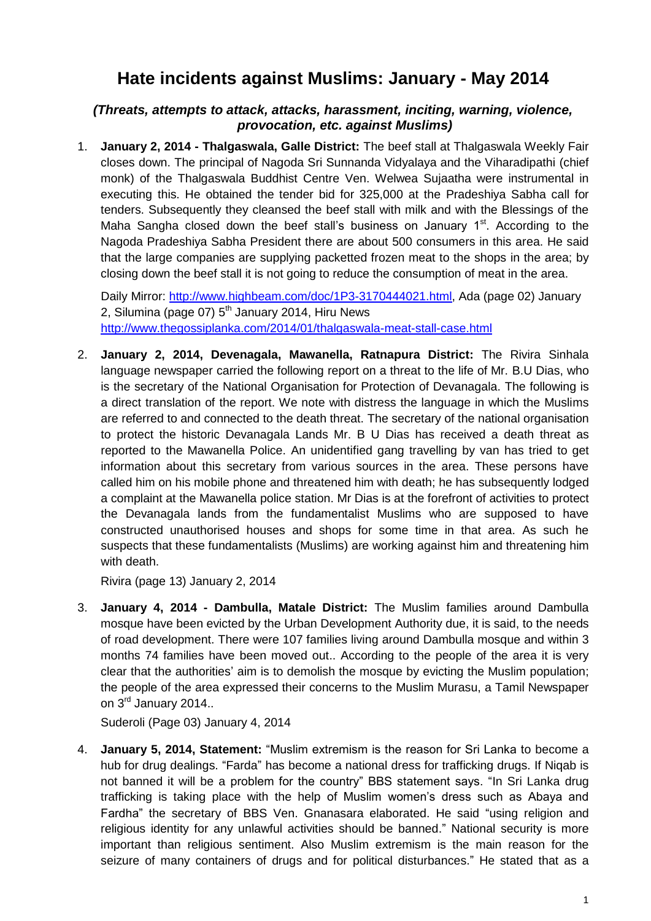# Hate incidents against Muslims: January - May 2014

### *(Threats, attempts to attack, attacks, harassment, inciting, warning, violence, provocation, etc. against Muslims)*

1. **January 2, 2014 - Thalgaswala, Galle District:** The beef stall at Thalgaswala Weekly Fair closes down. The principal of Nagoda Sri Sunnanda Vidyalaya and the Viharadipathi (chief monk) of the Thalgaswala Buddhist Centre Ven. Welwea Sujaatha were instrumental in executing this. He obtained the tender bid for 325,000 at the Pradeshiya Sabha call for tenders. Subsequently they cleansed the beef stall with milk and with the Blessings of the Maha Sangha closed down the beef stall's business on January 1st. According to the Nagoda Pradeshiya Sabha President there are about 500 consumers in this area. He said that the large companies are supplying packetted frozen meat to the shops in the area; by closing down the beef stall it is not going to reduce the consumption of meat in the area.

   Daily Mirror: http://www.highbeam.com/doc/1P3-3170444021.html, Ada (page 02) January 2, Silumina (page 07) 5th January 2014, Hiru News http://www.thegossiplanka.com/2014/01/thalgaswala-meat-stall-case.html

2. **January 2, 2014, Devenagala, Mawanella, Ratnapura District:** The Rivira Sinhala language newspaper carried the following report on a threat to the life of Mr. B.U Dias, who is the secretary of the National Organisation for Protection of Devanagala. The following is a direct translation of the report. We note with distress the language in which the Muslims are referred to and connected to the death threat. The secretary of the national organisation to protect the historic Devanagala Lands Mr. B U Dias has received a death threat as reported to the Mawanella Police. An unidentified gang travelling by van has tried to get information about this secretary from various sources in the area. These persons have called him on his mobile phone and threatened him with death; he has subsequently lodged a complaint at the Mawanella police station. Mr Dias is at the forefront of activities to protect the Devanagala lands from the fundamentalist Muslims who are supposed to have constructed unauthorised houses and shops for some time in that area. As such he suspects that these fundamentalists (Muslims) are working against him and threatening him with death.

   Rivira (page 13) January 2, 2014

3. **January 4, 2014 - Dambulla, Matale District:** The Muslim families around Dambulla mosque have been evicted by the Urban Development Authority due, it is said, to the needs of road development. There were 107 families living around Dambulla mosque and within 3 months 74 families have been moved out.. According to the people of the area it is very clear that the authorities' aim is to demolish the mosque by evicting the Muslim population; the people of the area expressed their concerns to the Muslim Murasu, a Tamil Newspaper on 3rd January 2014..

   Suderoli (Page 03) January 4, 2014

4. **January 5, 2014, Statement:** "Muslim extremism is the reason for Sri Lanka to become a hub for drug dealings. "Farda" has become a national dress for trafficking drugs. If Niqab is not banned it will be a problem for the country" BBS statement says. "In Sri Lanka drug trafficking is taking place with the help of Muslim women's dress such as Abaya and Fardha" the secretary of BBS Ven. Gnanasara elaborated. He said "using religion and religious identity for any unlawful activities should be banned." National security is more important than religious sentiment. Also Muslim extremism is the main reason for the seizure of many containers of drugs and for political disturbances." He stated that as a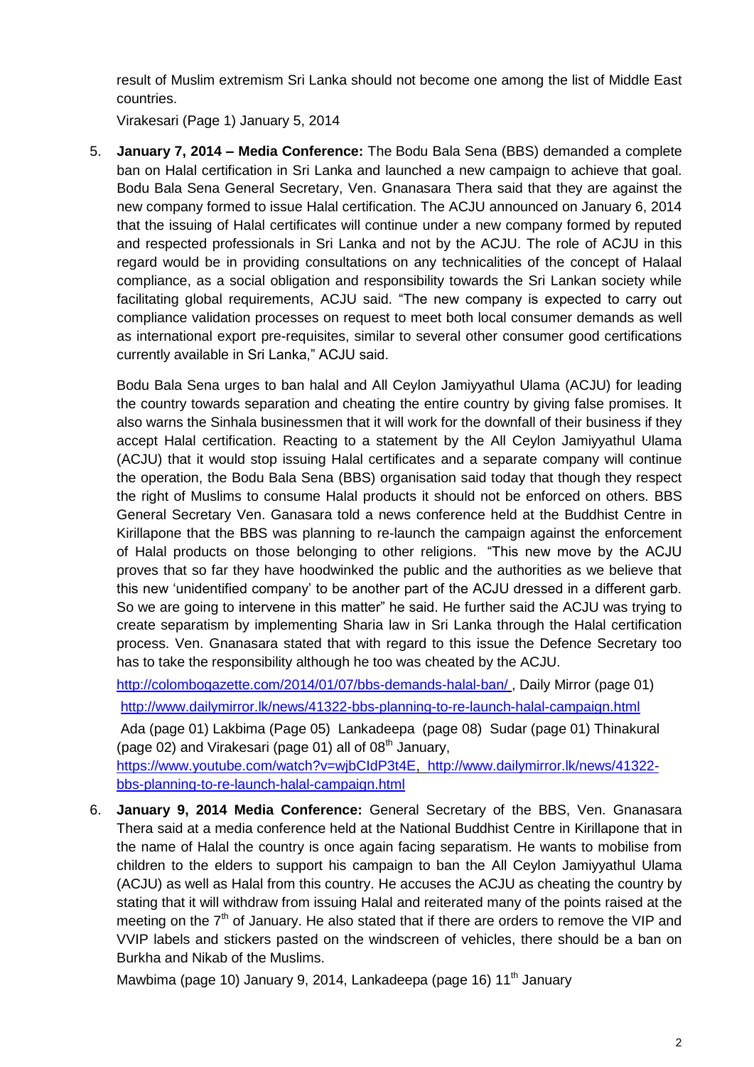result of Muslim extremism Sri Lanka should not become one among the list of Middle East countries.

Virakesari (Page 1) January 5, 2014

5. **January 7, 2014 – Media Conference:** The Bodu Bala Sena (BBS) demanded a complete ban on Halal certification in Sri Lanka and launched a new campaign to achieve that goal. Bodu Bala Sena General Secretary, Ven. Gnanasara Thera said that they are against the new company formed to issue Halal certification. The ACJU announced on January 6, 2014 that the issuing of Halal certificates will continue under a new company formed by reputed and respected professionals in Sri Lanka and not by the ACJU. The role of ACJU in this regard would be in providing consultations on any technicalities of the concept of Halaal compliance, as a social obligation and responsibility towards the Sri Lankan society while facilitating global requirements, ACJU said. "The new company is expected to carry out compliance validation processes on request to meet both local consumer demands as well as international export pre-requisites, similar to several other consumer good certifications currently available in Sri Lanka," ACJU said.

   Bodu Bala Sena urges to ban halal and All Ceylon Jamiyyathul Ulama (ACJU) for leading the country towards separation and cheating the entire country by giving false promises. It also warns the Sinhala businessmen that it will work for the downfall of their business if they accept Halal certification. Reacting to a statement by the All Ceylon Jamiyyathul Ulama (ACJU) that it would stop issuing Halal certificates and a separate company will continue the operation, the Bodu Bala Sena (BBS) organisation said today that though they respect the right of Muslims to consume Halal products it should not be enforced on others. BBS General Secretary Ven. Ganasara told a news conference held at the Buddhist Centre in Kirillapone that the BBS was planning to re-launch the campaign against the enforcement of Halal products on those belonging to other religions. "This new move by the ACJU proves that so far they have hoodwinked the public and the authorities as we believe that this new 'unidentified company' to be another part of the ACJU dressed in a different garb. So we are going to intervene in this matter" he said. He further said the ACJU was trying to create separatism by implementing Sharia law in Sri Lanka through the Halal certification process. Ven. Gnanasara stated that with regard to this issue the Defence Secretary too has to take the responsibility although he too was cheated by the ACJU.

   http://colombogazette.com/2014/01/07/bbs-demands-halal-ban/ , Daily Mirror (page 01)
   http://www.dailymirror.lk/news/41322-bbs-planning-to-re-launch-halal-campaign.html
   Ada (page 01) Lakbima (Page 05) Lankadeepa (page 08) Sudar (page 01) Thinakural (page 02) and Virakesari (page 01) all of 08th January,
   https://www.youtube.com/watch?v=wjbCIdP3t4E, http://www.dailymirror.lk/news/41322-bbs-planning-to-re-launch-halal-campaign.html

6. **January 9, 2014 Media Conference:** General Secretary of the BBS, Ven. Gnanasara Thera said at a media conference held at the National Buddhist Centre in Kirillapone that in the name of Halal the country is once again facing separatism. He wants to mobilise from children to the elders to support his campaign to ban the All Ceylon Jamiyyathul Ulama (ACJU) as well as Halal from this country. He accuses the ACJU as cheating the country by stating that it will withdraw from issuing Halal and reiterated many of the points raised at the meeting on the 7th of January. He also stated that if there are orders to remove the VIP and VVIP labels and stickers pasted on the windscreen of vehicles, there should be a ban on Burkha and Nikab of the Muslims.

   Mawbima (page 10) January 9, 2014, Lankadeepa (page 16) 11th January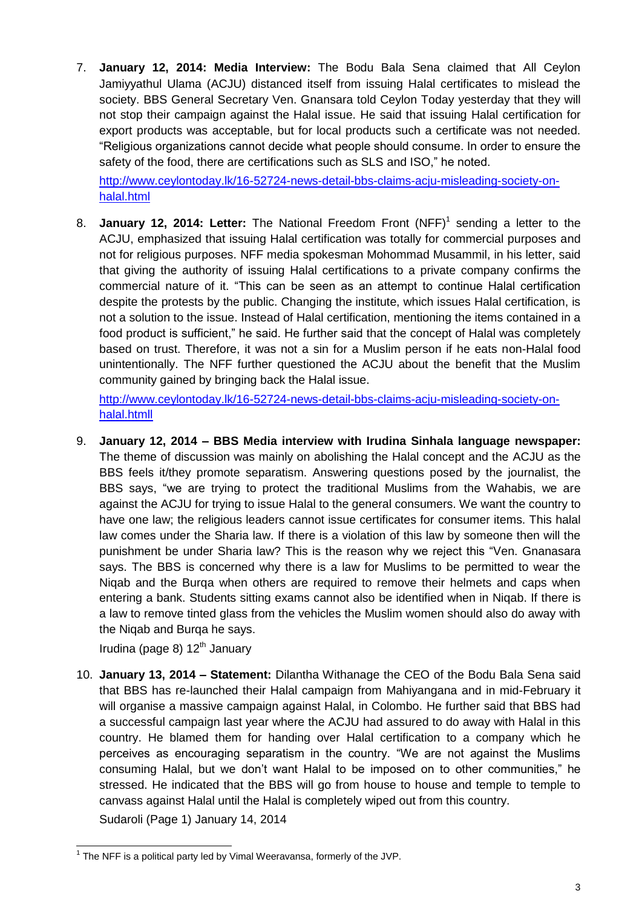7. **January 12, 2014: Media Interview:** The Bodu Bala Sena claimed that All Ceylon Jamiyyathul Ulama (ACJU) distanced itself from issuing Halal certificates to mislead the society. BBS General Secretary Ven. Gnansara told Ceylon Today yesterday that they will not stop their campaign against the Halal issue. He said that issuing Halal certification for export products was acceptable, but for local products such a certificate was not needed. "Religious organizations cannot decide what people should consume. In order to ensure the safety of the food, there are certifications such as SLS and ISO," he noted.

   http://www.ceylontoday.lk/16-52724-news-detail-bbs-claims-acju-misleading-society-on-halal.html

8. **January 12, 2014: Letter:** The National Freedom Front (NFF)[1] sending a letter to the ACJU, emphasized that issuing Halal certification was totally for commercial purposes and not for religious purposes. NFF media spokesman Mohommad Musammil, in his letter, said that giving the authority of issuing Halal certifications to a private company confirms the commercial nature of it. "This can be seen as an attempt to continue Halal certification despite the protests by the public. Changing the institute, which issues Halal certification, is not a solution to the issue. Instead of Halal certification, mentioning the items contained in a food product is sufficient," he said. He further said that the concept of Halal was completely based on trust. Therefore, it was not a sin for a Muslim person if he eats non-Halal food unintentionally. The NFF further questioned the ACJU about the benefit that the Muslim community gained by bringing back the Halal issue.

   http://www.ceylontoday.lk/16-52724-news-detail-bbs-claims-acju-misleading-society-on-halal.htmll

9. **January 12, 2014 – BBS Media interview with Irudina Sinhala language newspaper:** The theme of discussion was mainly on abolishing the Halal concept and the ACJU as the BBS feels it/they promote separatism. Answering questions posed by the journalist, the BBS says, "we are trying to protect the traditional Muslims from the Wahabis, we are against the ACJU for trying to issue Halal to the general consumers. We want the country to have one law; the religious leaders cannot issue certificates for consumer items. This halal law comes under the Sharia law. If there is a violation of this law by someone then will the punishment be under Sharia law? This is the reason why we reject this "Ven. Gnanasara says. The BBS is concerned why there is a law for Muslims to be permitted to wear the Niqab and the Burqa when others are required to remove their helmets and caps when entering a bank. Students sitting exams cannot also be identified when in Niqab. If there is a law to remove tinted glass from the vehicles the Muslim women should also do away with the Niqab and Burqa he says.

   Irudina (page 8) 12th January

10. **January 13, 2014 – Statement:** Dilantha Withanage the CEO of the Bodu Bala Sena said that BBS has re-launched their Halal campaign from Mahiyangana and in mid-February it will organise a massive campaign against Halal, in Colombo. He further said that BBS had a successful campaign last year where the ACJU had assured to do away with Halal in this country. He blamed them for handing over Halal certification to a company which he perceives as encouraging separatism in the country. "We are not against the Muslims consuming Halal, but we don't want Halal to be imposed on to other communities," he stressed. He indicated that the BBS will go from house to house and temple to temple to canvass against Halal until the Halal is completely wiped out from this country.

    Sudaroli (Page 1) January 14, 2014

---

[1] The NFF is a political party led by Vimal Weeravansa, formerly of the JVP.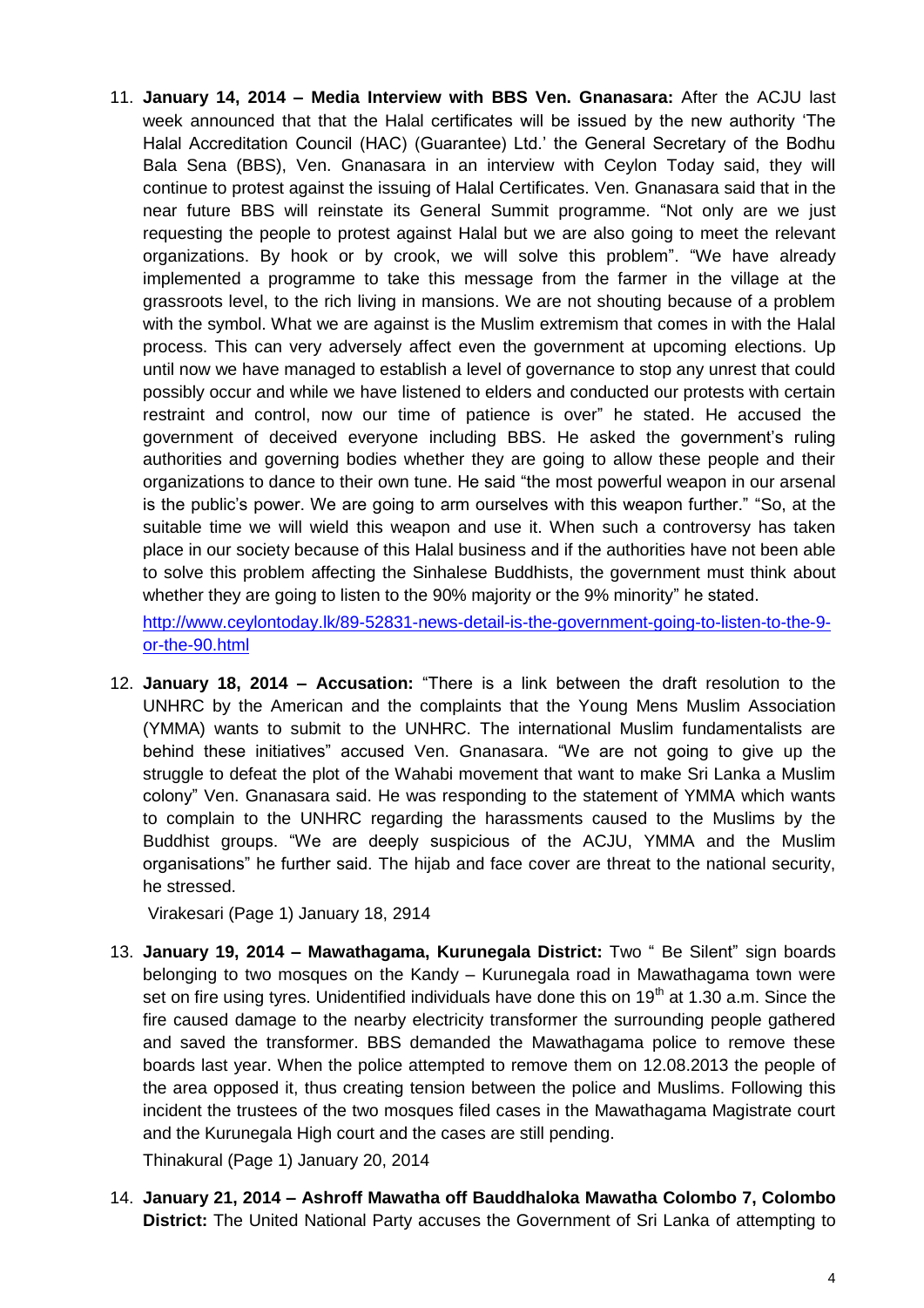11. **January 14, 2014 – Media Interview with BBS Ven. Gnanasara:** After the ACJU last week announced that that the Halal certificates will be issued by the new authority 'The Halal Accreditation Council (HAC) (Guarantee) Ltd.' the General Secretary of the Bodhu Bala Sena (BBS), Ven. Gnanasara in an interview with Ceylon Today said, they will continue to protest against the issuing of Halal Certificates. Ven. Gnanasara said that in the near future BBS will reinstate its General Summit programme. "Not only are we just requesting the people to protest against Halal but we are also going to meet the relevant organizations. By hook or by crook, we will solve this problem". "We have already implemented a programme to take this message from the farmer in the village at the grassroots level, to the rich living in mansions. We are not shouting because of a problem with the symbol. What we are against is the Muslim extremism that comes in with the Halal process. This can very adversely affect even the government at upcoming elections. Up until now we have managed to establish a level of governance to stop any unrest that could possibly occur and while we have listened to elders and conducted our protests with certain restraint and control, now our time of patience is over" he stated. He accused the government of deceived everyone including BBS. He asked the government's ruling authorities and governing bodies whether they are going to allow these people and their organizations to dance to their own tune. He said "the most powerful weapon in our arsenal is the public's power. We are going to arm ourselves with this weapon further." "So, at the suitable time we will wield this weapon and use it. When such a controversy has taken place in our society because of this Halal business and if the authorities have not been able to solve this problem affecting the Sinhalese Buddhists, the government must think about whether they are going to listen to the 90% majority or the 9% minority" he stated.

    http://www.ceylontoday.lk/89-52831-news-detail-is-the-government-going-to-listen-to-the-9-or-the-90.html

12. **January 18, 2014 – Accusation:** "There is a link between the draft resolution to the UNHRC by the American and the complaints that the Young Mens Muslim Association (YMMA) wants to submit to the UNHRC. The international Muslim fundamentalists are behind these initiatives" accused Ven. Gnanasara. "We are not going to give up the struggle to defeat the plot of the Wahabi movement that want to make Sri Lanka a Muslim colony" Ven. Gnanasara said. He was responding to the statement of YMMA which wants to complain to the UNHRC regarding the harassments caused to the Muslims by the Buddhist groups. "We are deeply suspicious of the ACJU, YMMA and the Muslim organisations" he further said. The hijab and face cover are threat to the national security, he stressed.

    Virakesari (Page 1) January 18, 2914

13. **January 19, 2014 – Mawathagama, Kurunegala District:** Two " Be Silent" sign boards belonging to two mosques on the Kandy – Kurunegala road in Mawathagama town were set on fire using tyres. Unidentified individuals have done this on 19th at 1.30 a.m. Since the fire caused damage to the nearby electricity transformer the surrounding people gathered and saved the transformer. BBS demanded the Mawathagama police to remove these boards last year. When the police attempted to remove them on 12.08.2013 the people of the area opposed it, thus creating tension between the police and Muslims. Following this incident the trustees of the two mosques filed cases in the Mawathagama Magistrate court and the Kurunegala High court and the cases are still pending.

    Thinakural (Page 1) January 20, 2014

14. **January 21, 2014 – Ashroff Mawatha off Bauddhaloka Mawatha Colombo 7, Colombo District:** The United National Party accuses the Government of Sri Lanka of attempting to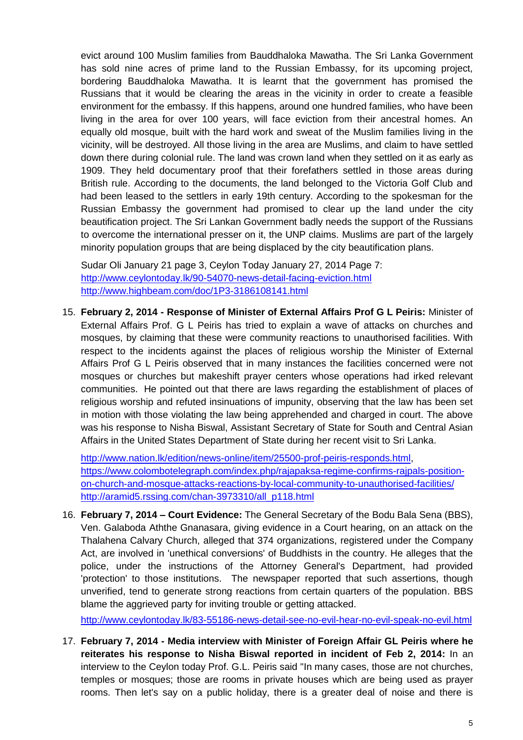evict around 100 Muslim families from Bauddhaloka Mawatha. The Sri Lanka Government has sold nine acres of prime land to the Russian Embassy, for its upcoming project, bordering Bauddhaloka Mawatha. It is learnt that the government has promised the Russians that it would be clearing the areas in the vicinity in order to create a feasible environment for the embassy. If this happens, around one hundred families, who have been living in the area for over 100 years, will face eviction from their ancestral homes. An equally old mosque, built with the hard work and sweat of the Muslim families living in the vicinity, will be destroyed. All those living in the area are Muslims, and claim to have settled down there during colonial rule. The land was crown land when they settled on it as early as 1909. They held documentary proof that their forefathers settled in those areas during British rule. According to the documents, the land belonged to the Victoria Golf Club and had been leased to the settlers in early 19th century. According to the spokesman for the Russian Embassy the government had promised to clear up the land under the city beautification project. The Sri Lankan Government badly needs the support of the Russians to overcome the international presser on it, the UNP claims. Muslims are part of the largely minority population groups that are being displaced by the city beautification plans.

Sudar Oli January 21 page 3, Ceylon Today January 27, 2014 Page 7:
http://www.ceylontoday.lk/90-54070-news-detail-facing-eviction.html
http://www.highbeam.com/doc/1P3-3186108141.html

15. **February 2, 2014 - Response of Minister of External Affairs Prof G L Peiris:** Minister of External Affairs Prof. G L Peiris has tried to explain a wave of attacks on churches and mosques, by claiming that these were community reactions to unauthorised facilities. With respect to the incidents against the places of religious worship the Minister of External Affairs Prof G L Peiris observed that in many instances the facilities concerned were not mosques or churches but makeshift prayer centers whose operations had irked relevant communities. He pointed out that there are laws regarding the establishment of places of religious worship and refuted insinuations of impunity, observing that the law has been set in motion with those violating the law being apprehended and charged in court. The above was his response to Nisha Biswal, Assistant Secretary of State for South and Central Asian Affairs in the United States Department of State during her recent visit to Sri Lanka.

    http://www.nation.lk/edition/news-online/item/25500-prof-peiris-responds.html,
    https://www.colombotelegraph.com/index.php/rajapaksa-regime-confirms-rajpals-position-on-church-and-mosque-attacks-reactions-by-local-community-to-unauthorised-facilities/
    http://aramid5.rssing.com/chan-3973310/all_p118.html

16. **February 7, 2014 – Court Evidence:** The General Secretary of the Bodu Bala Sena (BBS), Ven. Galaboda Aththe Gnanasara, giving evidence in a Court hearing, on an attack on the Thalahena Calvary Church, alleged that 374 organizations, registered under the Company Act, are involved in 'unethical conversions' of Buddhists in the country. He alleges that the police, under the instructions of the Attorney General's Department, had provided 'protection' to those institutions. The newspaper reported that such assertions, though unverified, tend to generate strong reactions from certain quarters of the population. BBS blame the aggrieved party for inviting trouble or getting attacked.

    http://www.ceylontoday.lk/83-55186-news-detail-see-no-evil-hear-no-evil-speak-no-evil.html

17. **February 7, 2014 - Media interview with Minister of Foreign Affair GL Peiris where he reiterates his response to Nisha Biswal reported in incident of Feb 2, 2014:** In an interview to the Ceylon today Prof. G.L. Peiris said "In many cases, those are not churches, temples or mosques; those are rooms in private houses which are being used as prayer rooms. Then let's say on a public holiday, there is a greater deal of noise and there is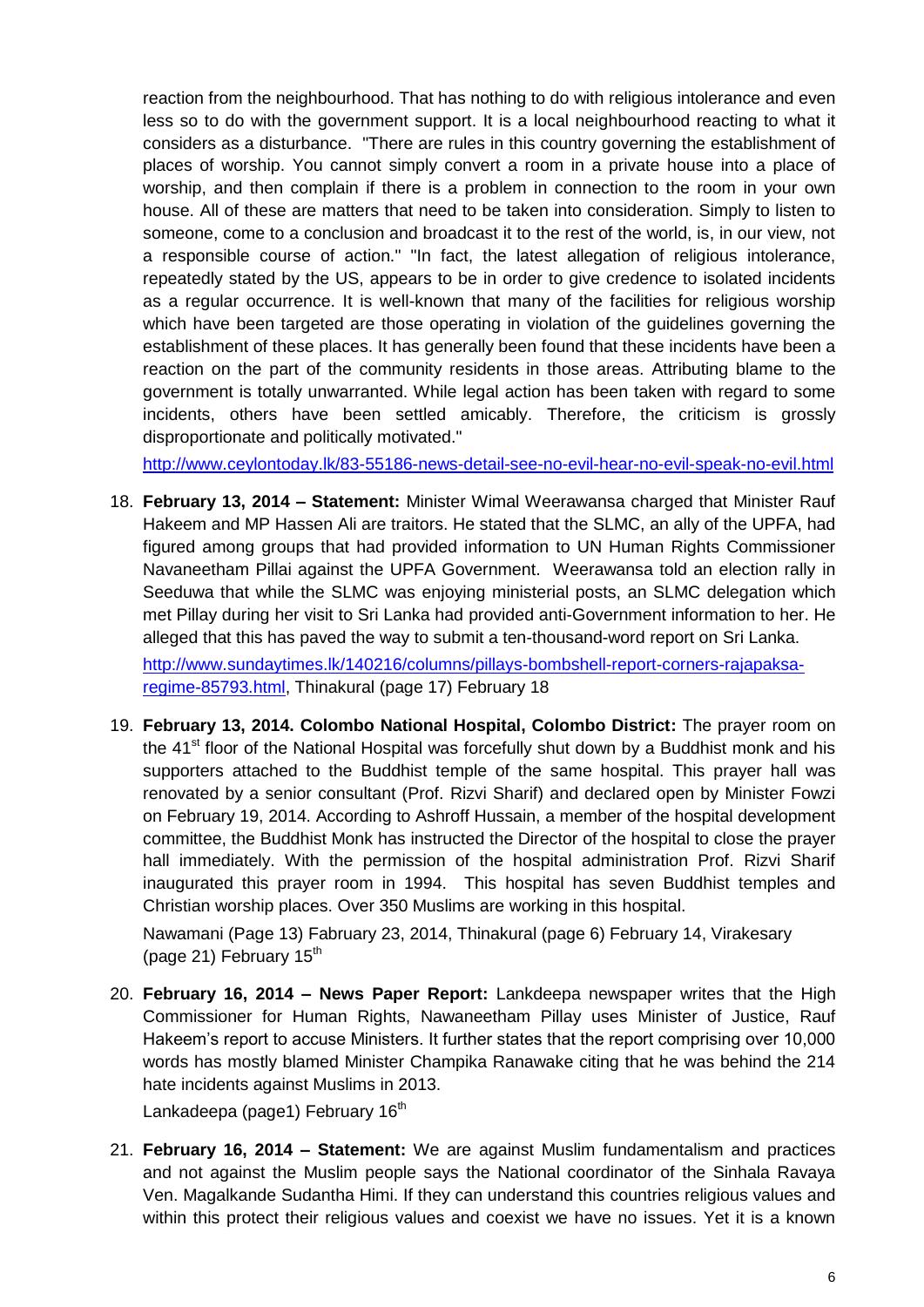reaction from the neighbourhood. That has nothing to do with religious intolerance and even less so to do with the government support. It is a local neighbourhood reacting to what it considers as a disturbance. "There are rules in this country governing the establishment of places of worship. You cannot simply convert a room in a private house into a place of worship, and then complain if there is a problem in connection to the room in your own house. All of these are matters that need to be taken into consideration. Simply to listen to someone, come to a conclusion and broadcast it to the rest of the world, is, in our view, not a responsible course of action." "In fact, the latest allegation of religious intolerance, repeatedly stated by the US, appears to be in order to give credence to isolated incidents as a regular occurrence. It is well-known that many of the facilities for religious worship which have been targeted are those operating in violation of the guidelines governing the establishment of these places. It has generally been found that these incidents have been a reaction on the part of the community residents in those areas. Attributing blame to the government is totally unwarranted. While legal action has been taken with regard to some incidents, others have been settled amicably. Therefore, the criticism is grossly disproportionate and politically motivated."

http://www.ceylontoday.lk/83-55186-news-detail-see-no-evil-hear-no-evil-speak-no-evil.html

18. **February 13, 2014 – Statement:** Minister Wimal Weerawansa charged that Minister Rauf Hakeem and MP Hassen Ali are traitors. He stated that the SLMC, an ally of the UPFA, had figured among groups that had provided information to UN Human Rights Commissioner Navaneetham Pillai against the UPFA Government. Weerawansa told an election rally in Seeduwa that while the SLMC was enjoying ministerial posts, an SLMC delegation which met Pillay during her visit to Sri Lanka had provided anti-Government information to her. He alleged that this has paved the way to submit a ten-thousand-word report on Sri Lanka.

    http://www.sundaytimes.lk/140216/columns/pillays-bombshell-report-corners-rajapaksa-regime-85793.html, Thinakural (page 17) February 18

19. **February 13, 2014. Colombo National Hospital, Colombo District:** The prayer room on the 41st floor of the National Hospital was forcefully shut down by a Buddhist monk and his supporters attached to the Buddhist temple of the same hospital. This prayer hall was renovated by a senior consultant (Prof. Rizvi Sharif) and declared open by Minister Fowzi on February 19, 2014. According to Ashroff Hussain, a member of the hospital development committee, the Buddhist Monk has instructed the Director of the hospital to close the prayer hall immediately. With the permission of the hospital administration Prof. Rizvi Sharif inaugurated this prayer room in 1994. This hospital has seven Buddhist temples and Christian worship places. Over 350 Muslims are working in this hospital.

    Nawamani (Page 13) February 23, 2014, Thinakural (page 6) February 14, Virakesary (page 21) February 15th

20. **February 16, 2014 – News Paper Report:** Lankdeepa newspaper writes that the High Commissioner for Human Rights, Nawaneetham Pillay uses Minister of Justice, Rauf Hakeem's report to accuse Ministers. It further states that the report comprising over 10,000 words has mostly blamed Minister Champika Ranawake citing that he was behind the 214 hate incidents against Muslims in 2013.

    Lankadeepa (page1) February 16th

21. **February 16, 2014 – Statement:** We are against Muslim fundamentalism and practices and not against the Muslim people says the National coordinator of the Sinhala Ravaya Ven. Magalkande Sudantha Himi. If they can understand this countries religious values and within this protect their religious values and coexist we have no issues. Yet it is a known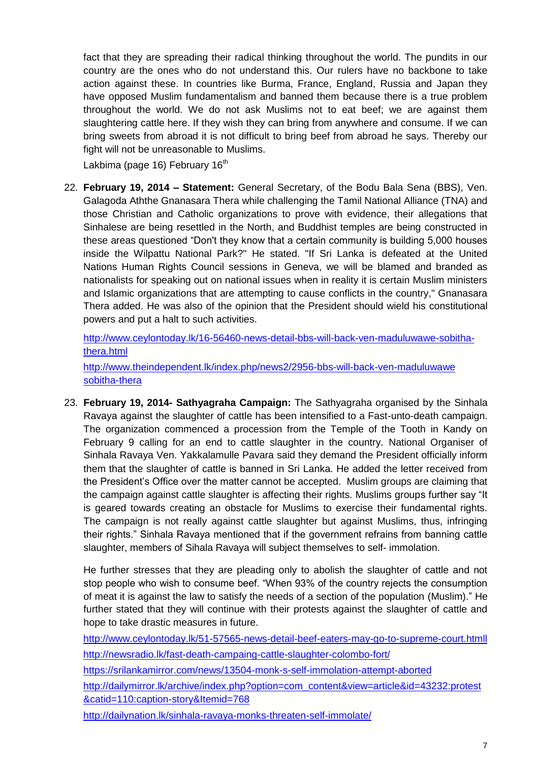fact that they are spreading their radical thinking throughout the world. The pundits in our country are the ones who do not understand this. Our rulers have no backbone to take action against these. In countries like Burma, France, England, Russia and Japan they have opposed Muslim fundamentalism and banned them because there is a true problem throughout the world. We do not ask Muslims not to eat beef; we are against them slaughtering cattle here. If they wish they can bring from anywhere and consume. If we can bring sweets from abroad it is not difficult to bring beef from abroad he says. Thereby our fight will not be unreasonable to Muslims.

Lakbima (page 16) February 16th

22. **February 19, 2014 – Statement:** General Secretary, of the Bodu Bala Sena (BBS), Ven. Galagoda Aththe Gnanasara Thera while challenging the Tamil National Alliance (TNA) and those Christian and Catholic organizations to prove with evidence, their allegations that Sinhalese are being resettled in the North, and Buddhist temples are being constructed in these areas questioned "Don't they know that a certain community is building 5,000 houses inside the Wilpattu National Park?" He stated. "If Sri Lanka is defeated at the United Nations Human Rights Council sessions in Geneva, we will be blamed and branded as nationalists for speaking out on national issues when in reality it is certain Muslim ministers and Islamic organizations that are attempting to cause conflicts in the country," Gnanasara Thera added. He was also of the opinion that the President should wield his constitutional powers and put a halt to such activities.

    http://www.ceylontoday.lk/16-56460-news-detail-bbs-will-back-ven-maduluwawe-sobitha-thera.html

    http://www.theindependent.lk/index.php/news2/2956-bbs-will-back-ven-maduluwawe sobitha-thera

23. **February 19, 2014- Sathyagraha Campaign:** The Sathyagraha organised by the Sinhala Ravaya against the slaughter of cattle has been intensified to a Fast-unto-death campaign. The organization commenced a procession from the Temple of the Tooth in Kandy on February 9 calling for an end to cattle slaughter in the country. National Organiser of Sinhala Ravaya Ven. Yakkalamulle Pavara said they demand the President officially inform them that the slaughter of cattle is banned in Sri Lanka. He added the letter received from the President's Office over the matter cannot be accepted. Muslim groups are claiming that the campaign against cattle slaughter is affecting their rights. Muslims groups further say "It is geared towards creating an obstacle for Muslims to exercise their fundamental rights. The campaign is not really against cattle slaughter but against Muslims, thus, infringing their rights." Sinhala Ravaya mentioned that if the government refrains from banning cattle slaughter, members of Sihala Ravaya will subject themselves to self- immolation.

    He further stresses that they are pleading only to abolish the slaughter of cattle and not stop people who wish to consume beef. "When 93% of the country rejects the consumption of meat it is against the law to satisfy the needs of a section of the population (Muslim)." He further stated that they will continue with their protests against the slaughter of cattle and hope to take drastic measures in future.

    http://www.ceylontoday.lk/51-57565-news-detail-beef-eaters-may-go-to-supreme-court.htmll

    http://newsradio.lk/fast-death-campaing-cattle-slaughter-colombo-fort/

    https://srilankamirror.com/news/13504-monk-s-self-immolation-attempt-aborted

    http://dailymirror.lk/archive/index.php?option=com_content&view=article&id=43232:protest&catid=110:caption-story&Itemid=768

    http://dailynation.lk/sinhala-ravaya-monks-threaten-self-immolate/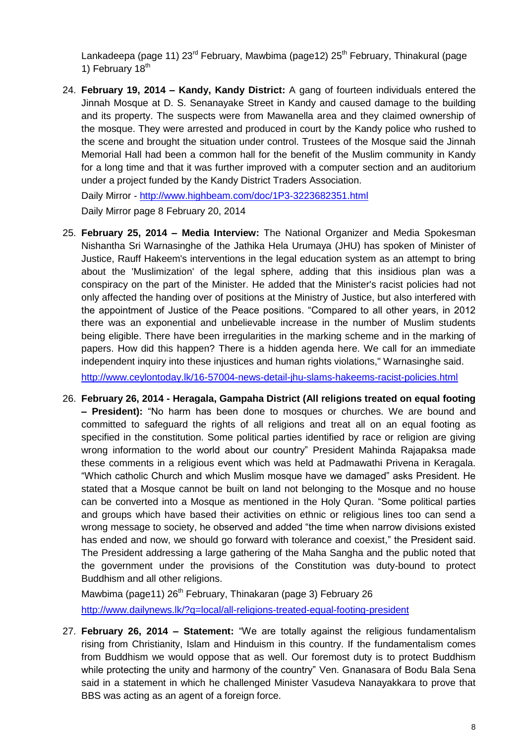Lankadeepa (page 11) 23rd February, Mawbima (page12) 25th February, Thinakural (page 1) February 18th

24. **February 19, 2014 – Kandy, Kandy District:** A gang of fourteen individuals entered the Jinnah Mosque at D. S. Senanayake Street in Kandy and caused damage to the building and its property. The suspects were from Mawanella area and they claimed ownership of the mosque. They were arrested and produced in court by the Kandy police who rushed to the scene and brought the situation under control. Trustees of the Mosque said the Jinnah Memorial Hall had been a common hall for the benefit of the Muslim community in Kandy for a long time and that it was further improved with a computer section and an auditorium under a project funded by the Kandy District Traders Association.

    Daily Mirror - http://www.highbeam.com/doc/1P3-3223682351.html

    Daily Mirror page 8 February 20, 2014

25. **February 25, 2014 – Media Interview:** The National Organizer and Media Spokesman Nishantha Sri Warnasinghe of the Jathika Hela Urumaya (JHU) has spoken of Minister of Justice, Rauff Hakeem's interventions in the legal education system as an attempt to bring about the 'Muslimization' of the legal sphere, adding that this insidious plan was a conspiracy on the part of the Minister. He added that the Minister's racist policies had not only affected the handing over of positions at the Ministry of Justice, but also interfered with the appointment of Justice of the Peace positions. "Compared to all other years, in 2012 there was an exponential and unbelievable increase in the number of Muslim students being eligible. There have been irregularities in the marking scheme and in the marking of papers. How did this happen? There is a hidden agenda here. We call for an immediate independent inquiry into these injustices and human rights violations," Warnasinghe said.

    http://www.ceylontoday.lk/16-57004-news-detail-jhu-slams-hakeems-racist-policies.html

26. **February 26, 2014 - Heragala, Gampaha District (All religions treated on equal footing – President):** "No harm has been done to mosques or churches. We are bound and committed to safeguard the rights of all religions and treat all on an equal footing as specified in the constitution. Some political parties identified by race or religion are giving wrong information to the world about our country" President Mahinda Rajapaksa made these comments in a religious event which was held at Padmawathi Privena in Keragala. "Which catholic Church and which Muslim mosque have we damaged" asks President. He stated that a Mosque cannot be built on land not belonging to the Mosque and no house can be converted into a Mosque as mentioned in the Holy Quran. "Some political parties and groups which have based their activities on ethnic or religious lines too can send a wrong message to society, he observed and added "the time when narrow divisions existed has ended and now, we should go forward with tolerance and coexist," the President said. The President addressing a large gathering of the Maha Sangha and the public noted that the government under the provisions of the Constitution was duty-bound to protect Buddhism and all other religions.

    Mawbima (page11) 26th February, Thinakaran (page 3) February 26

    http://www.dailynews.lk/?q=local/all-religions-treated-equal-footing-president

27. **February 26, 2014 – Statement:** "We are totally against the religious fundamentalism rising from Christianity, Islam and Hinduism in this country. If the fundamentalism comes from Buddhism we would oppose that as well. Our foremost duty is to protect Buddhism while protecting the unity and harmony of the country" Ven. Gnanasara of Bodu Bala Sena said in a statement in which he challenged Minister Vasudeva Nanayakkara to prove that BBS was acting as an agent of a foreign force.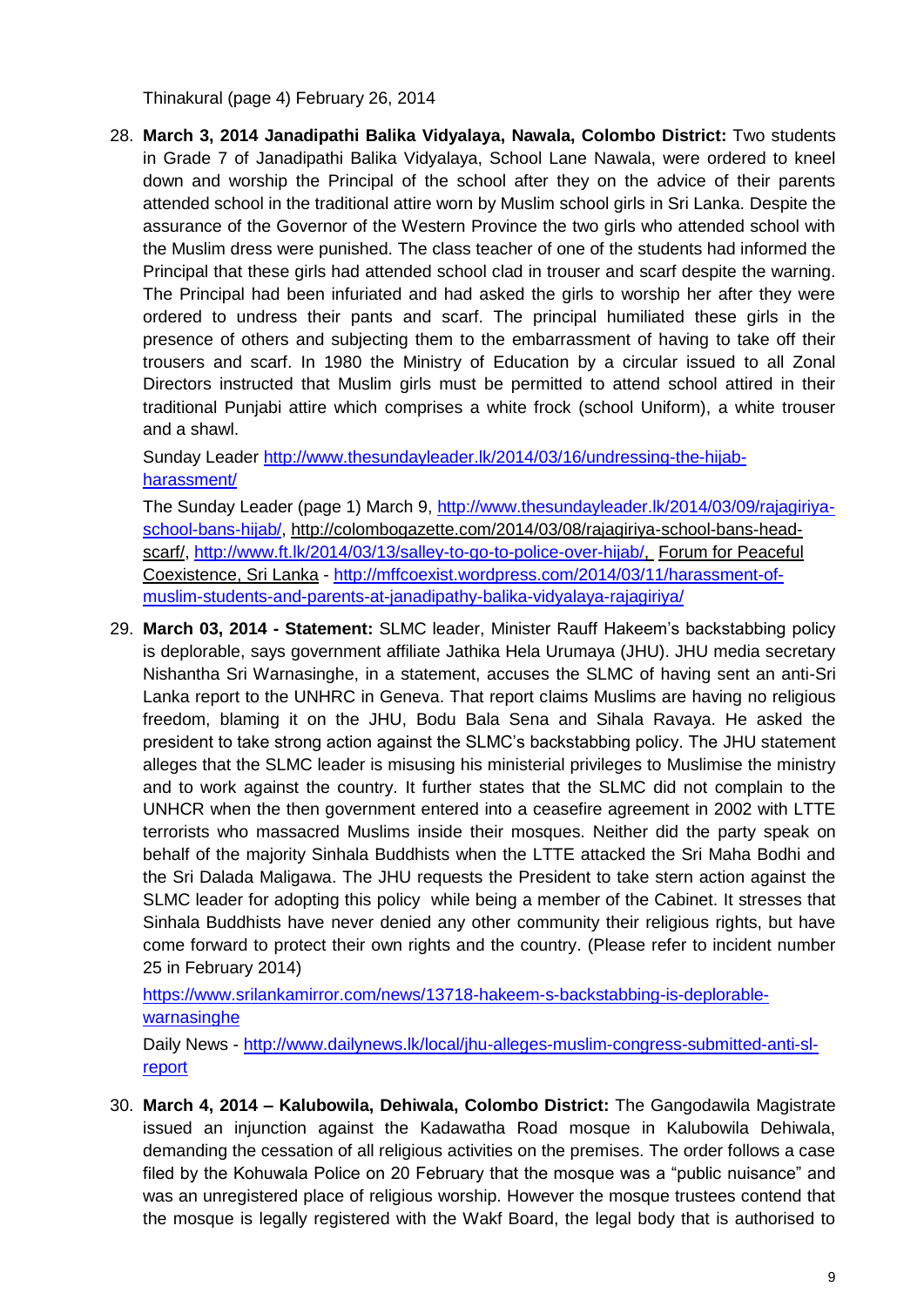Thinakural (page 4) February 26, 2014

28. **March 3, 2014 Janadipathi Balika Vidyalaya, Nawala, Colombo District:** Two students in Grade 7 of Janadipathi Balika Vidyalaya, School Lane Nawala, were ordered to kneel down and worship the Principal of the school after they on the advice of their parents attended school in the traditional attire worn by Muslim school girls in Sri Lanka. Despite the assurance of the Governor of the Western Province the two girls who attended school with the Muslim dress were punished. The class teacher of one of the students had informed the Principal that these girls had attended school clad in trouser and scarf despite the warning. The Principal had been infuriated and had asked the girls to worship her after they were ordered to undress their pants and scarf. The principal humiliated these girls in the presence of others and subjecting them to the embarrassment of having to take off their trousers and scarf. In 1980 the Ministry of Education by a circular issued to all Zonal Directors instructed that Muslim girls must be permitted to attend school attired in their traditional Punjabi attire which comprises a white frock (school Uniform), a white trouser and a shawl.

    Sunday Leader http://www.thesundayleader.lk/2014/03/16/undressing-the-hijab-harassment/

    The Sunday Leader (page 1) March 9, http://www.thesundayleader.lk/2014/03/09/rajagiriya-school-bans-hijab/, http://colombogazette.com/2014/03/08/rajagiriya-school-bans-head-scarf/, http://www.ft.lk/2014/03/13/salley-to-go-to-police-over-hijab/, Forum for Peaceful Coexistence, Sri Lanka - http://mffcoexist.wordpress.com/2014/03/11/harassment-of-muslim-students-and-parents-at-janadipathy-balika-vidyalaya-rajagiriya/

29. **March 03, 2014 - Statement:** SLMC leader, Minister Rauff Hakeem's backstabbing policy is deplorable, says government affiliate Jathika Hela Urumaya (JHU). JHU media secretary Nishantha Sri Warnasinghe, in a statement, accuses the SLMC of having sent an anti-Sri Lanka report to the UNHRC in Geneva. That report claims Muslims are having no religious freedom, blaming it on the JHU, Bodu Bala Sena and Sihala Ravaya. He asked the president to take strong action against the SLMC's backstabbing policy. The JHU statement alleges that the SLMC leader is misusing his ministerial privileges to Muslimise the ministry and to work against the country. It further states that the SLMC did not complain to the UNHCR when the then government entered into a ceasefire agreement in 2002 with LTTE terrorists who massacred Muslims inside their mosques. Neither did the party speak on behalf of the majority Sinhala Buddhists when the LTTE attacked the Sri Maha Bodhi and the Sri Dalada Maligawa. The JHU requests the President to take stern action against the SLMC leader for adopting this policy while being a member of the Cabinet. It stresses that Sinhala Buddhists have never denied any other community their religious rights, but have come forward to protect their own rights and the country. (Please refer to incident number 25 in February 2014)

    https://www.srilankamirror.com/news/13718-hakeem-s-backstabbing-is-deplorable-warnasinghe

    Daily News - http://www.dailynews.lk/local/jhu-alleges-muslim-congress-submitted-anti-sl-report

30. **March 4, 2014 – Kalubowila, Dehiwala, Colombo District:** The Gangodawila Magistrate issued an injunction against the Kadawatha Road mosque in Kalubowila Dehiwala, demanding the cessation of all religious activities on the premises. The order follows a case filed by the Kohuwala Police on 20 February that the mosque was a "public nuisance" and was an unregistered place of religious worship. However the mosque trustees contend that the mosque is legally registered with the Wakf Board, the legal body that is authorised to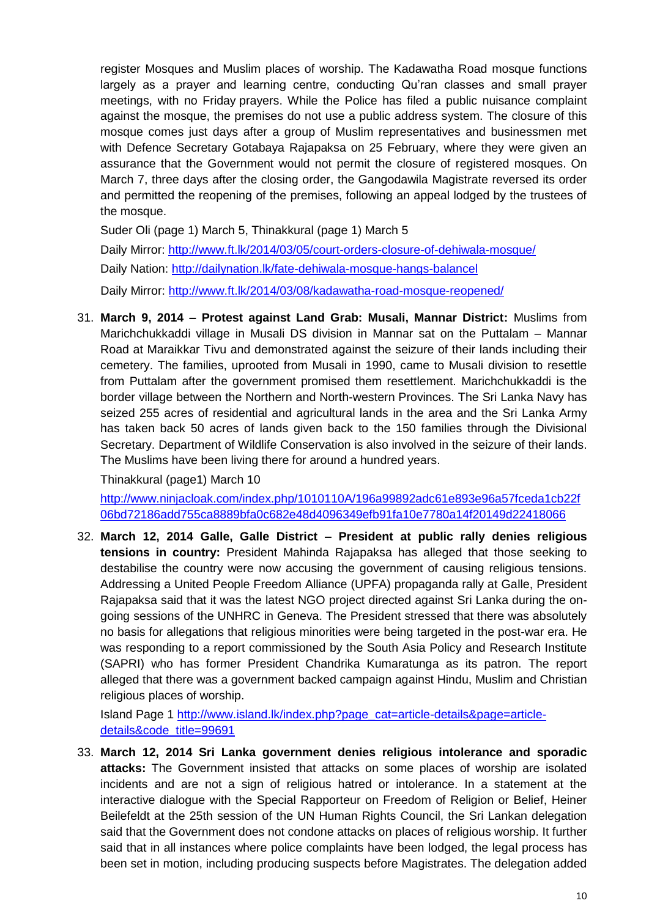register Mosques and Muslim places of worship. The Kadawatha Road mosque functions largely as a prayer and learning centre, conducting Qu'ran classes and small prayer meetings, with no Friday prayers. While the Police has filed a public nuisance complaint against the mosque, the premises do not use a public address system. The closure of this mosque comes just days after a group of Muslim representatives and businessmen met with Defence Secretary Gotabaya Rajapaksa on 25 February, where they were given an assurance that the Government would not permit the closure of registered mosques. On March 7, three days after the closing order, the Gangodawila Magistrate reversed its order and permitted the reopening of the premises, following an appeal lodged by the trustees of the mosque.

Suder Oli (page 1) March 5, Thinakkural (page 1) March 5

Daily Mirror: http://www.ft.lk/2014/03/05/court-orders-closure-of-dehiwala-mosque/

Daily Nation: http://dailynation.lk/fate-dehiwala-mosque-hangs-balancel

Daily Mirror: http://www.ft.lk/2014/03/08/kadawatha-road-mosque-reopened/

31. **March 9, 2014 – Protest against Land Grab: Musali, Mannar District:** Muslims from Marichchukkaddi village in Musali DS division in Mannar sat on the Puttalam – Mannar Road at Maraikkar Tivu and demonstrated against the seizure of their lands including their cemetery. The families, uprooted from Musali in 1990, came to Musali division to resettle from Puttalam after the government promised them resettlement. Marichchukkaddi is the border village between the Northern and North-western Provinces. The Sri Lanka Navy has seized 255 acres of residential and agricultural lands in the area and the Sri Lanka Army has taken back 50 acres of lands given back to the 150 families through the Divisional Secretary. Department of Wildlife Conservation is also involved in the seizure of their lands. The Muslims have been living there for around a hundred years.

    Thinakkural (page1) March 10

    http://www.ninjacloak.com/index.php/1010110A/196a99892adc61e893e96a57fceda1cb22f06bd72186add755ca8889bfa0c682e48d4096349efb91fa10e7780a14f20149d22418066

32. **March 12, 2014 Galle, Galle District – President at public rally denies religious tensions in country:** President Mahinda Rajapaksa has alleged that those seeking to destabilise the country were now accusing the government of causing religious tensions. Addressing a United People Freedom Alliance (UPFA) propaganda rally at Galle, President Rajapaksa said that it was the latest NGO project directed against Sri Lanka during the on-going sessions of the UNHRC in Geneva. The President stressed that there was absolutely no basis for allegations that religious minorities were being targeted in the post-war era. He was responding to a report commissioned by the South Asia Policy and Research Institute (SAPRI) who has former President Chandrika Kumaratunga as its patron. The report alleged that there was a government backed campaign against Hindu, Muslim and Christian religious places of worship.

    Island Page 1 http://www.island.lk/index.php?page_cat=article-details&page=article-details&code_title=99691

33. **March 12, 2014 Sri Lanka government denies religious intolerance and sporadic attacks:** The Government insisted that attacks on some places of worship are isolated incidents and are not a sign of religious hatred or intolerance. In a statement at the interactive dialogue with the Special Rapporteur on Freedom of Religion or Belief, Heiner Beilefeldt at the 25th session of the UN Human Rights Council, the Sri Lankan delegation said that the Government does not condone attacks on places of religious worship. It further said that in all instances where police complaints have been lodged, the legal process has been set in motion, including producing suspects before Magistrates. The delegation added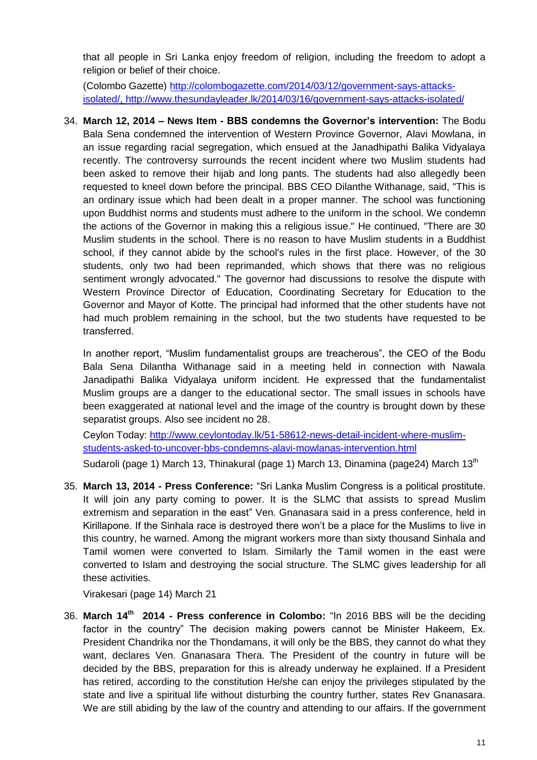that all people in Sri Lanka enjoy freedom of religion, including the freedom to adopt a religion or belief of their choice.

(Colombo Gazette) http://colombogazette.com/2014/03/12/government-says-attacks-isolated/, http://www.thesundayleader.lk/2014/03/16/government-says-attacks-isolated/

34. **March 12, 2014 – News Item - BBS condemns the Governor's intervention:** The Bodu Bala Sena condemned the intervention of Western Province Governor, Alavi Mowlana, in an issue regarding racial segregation, which ensued at the Janadhipathi Balika Vidyalaya recently. The controversy surrounds the recent incident where two Muslim students had been asked to remove their hijab and long pants. The students had also allegedly been requested to kneel down before the principal. BBS CEO Dilanthe Withanage, said, "This is an ordinary issue which had been dealt in a proper manner. The school was functioning upon Buddhist norms and students must adhere to the uniform in the school. We condemn the actions of the Governor in making this a religious issue." He continued, "There are 30 Muslim students in the school. There is no reason to have Muslim students in a Buddhist school, if they cannot abide by the school's rules in the first place. However, of the 30 students, only two had been reprimanded, which shows that there was no religious sentiment wrongly advocated." The governor had discussions to resolve the dispute with Western Province Director of Education, Coordinating Secretary for Education to the Governor and Mayor of Kotte. The principal had informed that the other students have not had much problem remaining in the school, but the two students have requested to be transferred.

    In another report, "Muslim fundamentalist groups are treacherous", the CEO of the Bodu Bala Sena Dilantha Withanage said in a meeting held in connection with Nawala Janadipathi Balika Vidyalaya uniform incident. He expressed that the fundamentalist Muslim groups are a danger to the educational sector. The small issues in schools have been exaggerated at national level and the image of the country is brought down by these separatist groups. Also see incident no 28.

    Ceylon Today: http://www.ceylontoday.lk/51-58612-news-detail-incident-where-muslim-students-asked-to-uncover-bbs-condemns-alavi-mowlanas-intervention.html

    Sudaroli (page 1) March 13, Thinakural (page 1) March 13, Dinamina (page24) March 13th

35. **March 13, 2014 - Press Conference:** "Sri Lanka Muslim Congress is a political prostitute. It will join any party coming to power. It is the SLMC that assists to spread Muslim extremism and separation in the east" Ven. Gnanasara said in a press conference, held in Kirillapone. If the Sinhala race is destroyed there won't be a place for the Muslims to live in this country, he warned. Among the migrant workers more than sixty thousand Sinhala and Tamil women were converted to Islam. Similarly the Tamil women in the east were converted to Islam and destroying the social structure. The SLMC gives leadership for all these activities.

    Virakesari (page 14) March 21

36. **March 14th 2014 - Press conference in Colombo:** "In 2016 BBS will be the deciding factor in the country" The decision making powers cannot be Minister Hakeem, Ex. President Chandrika nor the Thondamans, it will only be the BBS, they cannot do what they want, declares Ven. Gnanasara Thera. The President of the country in future will be decided by the BBS, preparation for this is already underway he explained. If a President has retired, according to the constitution He/she can enjoy the privileges stipulated by the state and live a spiritual life without disturbing the country further, states Rev Gnanasara. We are still abiding by the law of the country and attending to our affairs. If the government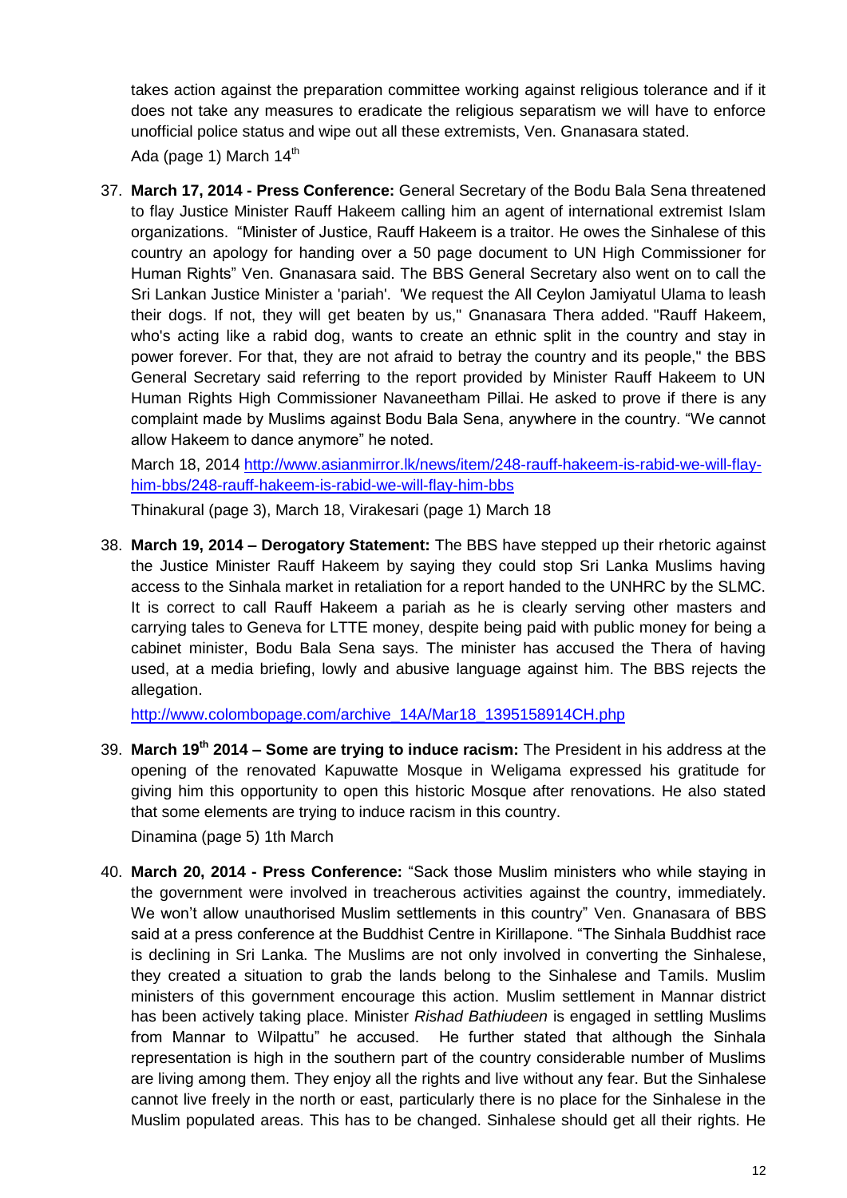takes action against the preparation committee working against religious tolerance and if it does not take any measures to eradicate the religious separatism we will have to enforce unofficial police status and wipe out all these extremists, Ven. Gnanasara stated.

Ada (page 1) March 14th

37. **March 17, 2014 - Press Conference:** General Secretary of the Bodu Bala Sena threatened to flay Justice Minister Rauff Hakeem calling him an agent of international extremist Islam organizations. "Minister of Justice, Rauff Hakeem is a traitor. He owes the Sinhalese of this country an apology for handing over a 50 page document to UN High Commissioner for Human Rights" Ven. Gnanasara said. The BBS General Secretary also went on to call the Sri Lankan Justice Minister a 'pariah'. 'We request the All Ceylon Jamiyatul Ulama to leash their dogs. If not, they will get beaten by us," Gnanasara Thera added. "Rauff Hakeem, who's acting like a rabid dog, wants to create an ethnic split in the country and stay in power forever. For that, they are not afraid to betray the country and its people," the BBS General Secretary said referring to the report provided by Minister Rauff Hakeem to UN Human Rights High Commissioner Navaneetham Pillai. He asked to prove if there is any complaint made by Muslims against Bodu Bala Sena, anywhere in the country. "We cannot allow Hakeem to dance anymore" he noted.

   March 18, 2014 [http://www.asianmirror.lk/news/item/248-rauff-hakeem-is-rabid-we-will-flay-him-bbs/248-rauff-hakeem-is-rabid-we-will-flay-him-bbs](http://www.asianmirror.lk/news/item/248-rauff-hakeem-is-rabid-we-will-flay-him-bbs/248-rauff-hakeem-is-rabid-we-will-flay-him-bbs)

   Thinakural (page 3), March 18, Virakesari (page 1) March 18

38. **March 19, 2014 – Derogatory Statement:** The BBS have stepped up their rhetoric against the Justice Minister Rauff Hakeem by saying they could stop Sri Lanka Muslims having access to the Sinhala market in retaliation for a report handed to the UNHRC by the SLMC. It is correct to call Rauff Hakeem a pariah as he is clearly serving other masters and carrying tales to Geneva for LTTE money, despite being paid with public money for being a cabinet minister, Bodu Bala Sena says. The minister has accused the Thera of having used, at a media briefing, lowly and abusive language against him. The BBS rejects the allegation.

   [http://www.colombopage.com/archive_14A/Mar18_1395158914CH.php](http://www.colombopage.com/archive_14A/Mar18_1395158914CH.php)

39. **March 19th 2014 – Some are trying to induce racism:** The President in his address at the opening of the renovated Kapuwatte Mosque in Weligama expressed his gratitude for giving him this opportunity to open this historic Mosque after renovations. He also stated that some elements are trying to induce racism in this country.

   Dinamina (page 5) 1th March

40. **March 20, 2014 - Press Conference:** "Sack those Muslim ministers who while staying in the government were involved in treacherous activities against the country, immediately. We won't allow unauthorised Muslim settlements in this country" Ven. Gnanasara of BBS said at a press conference at the Buddhist Centre in Kirillapone. "The Sinhala Buddhist race is declining in Sri Lanka. The Muslims are not only involved in converting the Sinhalese, they created a situation to grab the lands belong to the Sinhalese and Tamils. Muslim ministers of this government encourage this action. Muslim settlement in Mannar district has been actively taking place. Minister *Rishad Bathiudeen* is engaged in settling Muslims from Mannar to Wilpattu" he accused. He further stated that although the Sinhala representation is high in the southern part of the country considerable number of Muslims are living among them. They enjoy all the rights and live without any fear. But the Sinhalese cannot live freely in the north or east, particularly there is no place for the Sinhalese in the Muslim populated areas. This has to be changed. Sinhalese should get all their rights. He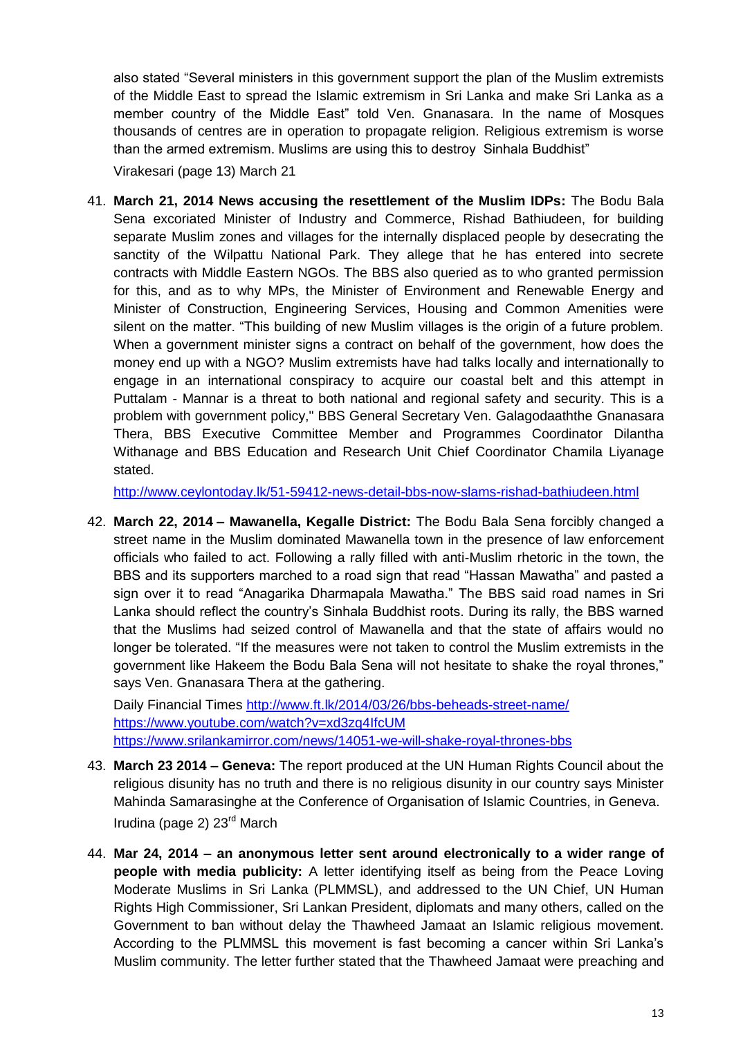also stated "Several ministers in this government support the plan of the Muslim extremists of the Middle East to spread the Islamic extremism in Sri Lanka and make Sri Lanka as a member country of the Middle East" told Ven. Gnanasara. In the name of Mosques thousands of centres are in operation to propagate religion. Religious extremism is worse than the armed extremism. Muslims are using this to destroy Sinhala Buddhist"

Virakesari (page 13) March 21

41. **March 21, 2014 News accusing the resettlement of the Muslim IDPs:** The Bodu Bala Sena excoriated Minister of Industry and Commerce, Rishad Bathiudeen, for building separate Muslim zones and villages for the internally displaced people by desecrating the sanctity of the Wilpattu National Park. They allege that he has entered into secrete contracts with Middle Eastern NGOs. The BBS also queried as to who granted permission for this, and as to why MPs, the Minister of Environment and Renewable Energy and Minister of Construction, Engineering Services, Housing and Common Amenities were silent on the matter. "This building of new Muslim villages is the origin of a future problem. When a government minister signs a contract on behalf of the government, how does the money end up with a NGO? Muslim extremists have had talks locally and internationally to engage in an international conspiracy to acquire our coastal belt and this attempt in Puttalam - Mannar is a threat to both national and regional safety and security. This is a problem with government policy," BBS General Secretary Ven. Galagodaaththe Gnanasara Thera, BBS Executive Committee Member and Programmes Coordinator Dilantha Withanage and BBS Education and Research Unit Chief Coordinator Chamila Liyanage stated.

   http://www.ceylontoday.lk/51-59412-news-detail-bbs-now-slams-rishad-bathiudeen.html

42. **March 22, 2014 – Mawanella, Kegalle District:** The Bodu Bala Sena forcibly changed a street name in the Muslim dominated Mawanella town in the presence of law enforcement officials who failed to act. Following a rally filled with anti-Muslim rhetoric in the town, the BBS and its supporters marched to a road sign that read "Hassan Mawatha" and pasted a sign over it to read "Anagarika Dharmapala Mawatha." The BBS said road names in Sri Lanka should reflect the country's Sinhala Buddhist roots. During its rally, the BBS warned that the Muslims had seized control of Mawanella and that the state of affairs would no longer be tolerated. "If the measures were not taken to control the Muslim extremists in the government like Hakeem the Bodu Bala Sena will not hesitate to shake the royal thrones," says Ven. Gnanasara Thera at the gathering.

   Daily Financial Times http://www.ft.lk/2014/03/26/bbs-beheads-street-name/
   https://www.youtube.com/watch?v=xd3zq4IfcUM
   https://www.srilankamirror.com/news/14051-we-will-shake-royal-thrones-bbs

43. **March 23 2014 – Geneva:** The report produced at the UN Human Rights Council about the religious disunity has no truth and there is no religious disunity in our country says Minister Mahinda Samarasinghe at the Conference of Organisation of Islamic Countries, in Geneva.
   Irudina (page 2) 23rd March

44. **Mar 24, 2014 – an anonymous letter sent around electronically to a wider range of people with media publicity:** A letter identifying itself as being from the Peace Loving Moderate Muslims in Sri Lanka (PLMMSL), and addressed to the UN Chief, UN Human Rights High Commissioner, Sri Lankan President, diplomats and many others, called on the Government to ban without delay the Thawheed Jamaat an Islamic religious movement. According to the PLMMSL this movement is fast becoming a cancer within Sri Lanka's Muslim community. The letter further stated that the Thawheed Jamaat were preaching and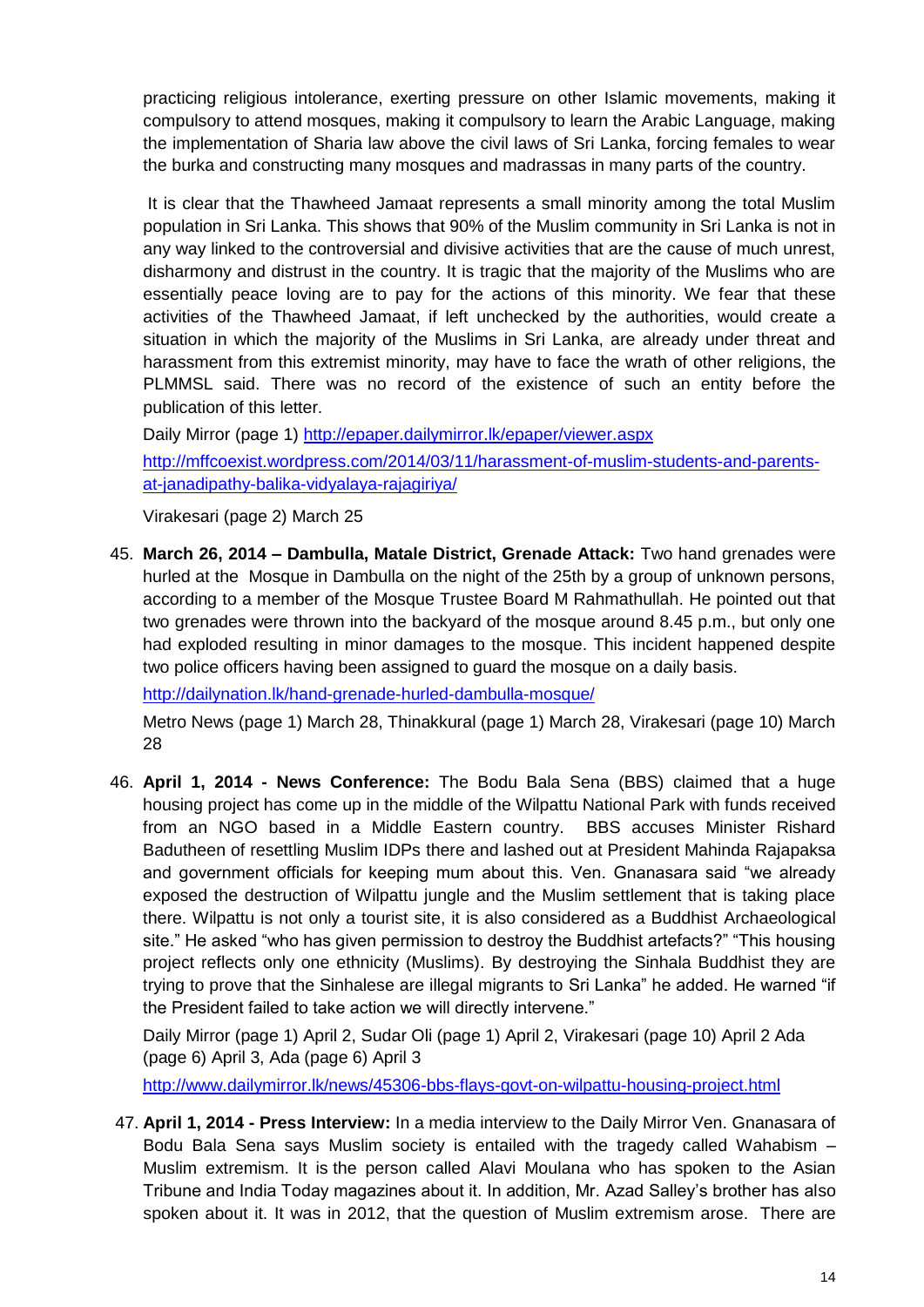practicing religious intolerance, exerting pressure on other Islamic movements, making it compulsory to attend mosques, making it compulsory to learn the Arabic Language, making the implementation of Sharia law above the civil laws of Sri Lanka, forcing females to wear the burka and constructing many mosques and madrassas in many parts of the country.

It is clear that the Thawheed Jamaat represents a small minority among the total Muslim population in Sri Lanka. This shows that 90% of the Muslim community in Sri Lanka is not in any way linked to the controversial and divisive activities that are the cause of much unrest, disharmony and distrust in the country. It is tragic that the majority of the Muslims who are essentially peace loving are to pay for the actions of this minority. We fear that these activities of the Thawheed Jamaat, if left unchecked by the authorities, would create a situation in which the majority of the Muslims in Sri Lanka, are already under threat and harassment from this extremist minority, may have to face the wrath of other religions, the PLMMSL said. There was no record of the existence of such an entity before the publication of this letter.

Daily Mirror (page 1) http://epaper.dailymirror.lk/epaper/viewer.aspx

http://mffcoexist.wordpress.com/2014/03/11/harassment-of-muslim-students-and-parents-at-janadipathy-balika-vidyalaya-rajagiriya/

Virakesari (page 2) March 25

45. **March 26, 2014 – Dambulla, Matale District, Grenade Attack:** Two hand grenades were hurled at the Mosque in Dambulla on the night of the 25th by a group of unknown persons, according to a member of the Mosque Trustee Board M Rahmathullah. He pointed out that two grenades were thrown into the backyard of the mosque around 8.45 p.m., but only one had exploded resulting in minor damages to the mosque. This incident happened despite two police officers having been assigned to guard the mosque on a daily basis.

    http://dailynation.lk/hand-grenade-hurled-dambulla-mosque/

    Metro News (page 1) March 28, Thinakkural (page 1) March 28, Virakesari (page 10) March 28

46. **April 1, 2014 - News Conference:** The Bodu Bala Sena (BBS) claimed that a huge housing project has come up in the middle of the Wilpattu National Park with funds received from an NGO based in a Middle Eastern country. BBS accuses Minister Rishard Badutheen of resettling Muslim IDPs there and lashed out at President Mahinda Rajapaksa and government officials for keeping mum about this. Ven. Gnanasara said "we already exposed the destruction of Wilpattu jungle and the Muslim settlement that is taking place there. Wilpattu is not only a tourist site, it is also considered as a Buddhist Archaeological site." He asked "who has given permission to destroy the Buddhist artefacts?" "This housing project reflects only one ethnicity (Muslims). By destroying the Sinhala Buddhist they are trying to prove that the Sinhalese are illegal migrants to Sri Lanka" he added. He warned "if the President failed to take action we will directly intervene."

    Daily Mirror (page 1) April 2, Sudar Oli (page 1) April 2, Virakesari (page 10) April 2 Ada (page 6) April 3, Ada (page 6) April 3

    http://www.dailymirror.lk/news/45306-bbs-flays-govt-on-wilpattu-housing-project.html

47. **April 1, 2014 - Press Interview:** In a media interview to the Daily Mirror Ven. Gnanasara of Bodu Bala Sena says Muslim society is entailed with the tragedy called Wahabism – Muslim extremism. It is the person called Alavi Moulana who has spoken to the Asian Tribune and India Today magazines about it. In addition, Mr. Azad Salley's brother has also spoken about it. It was in 2012, that the question of Muslim extremism arose. There are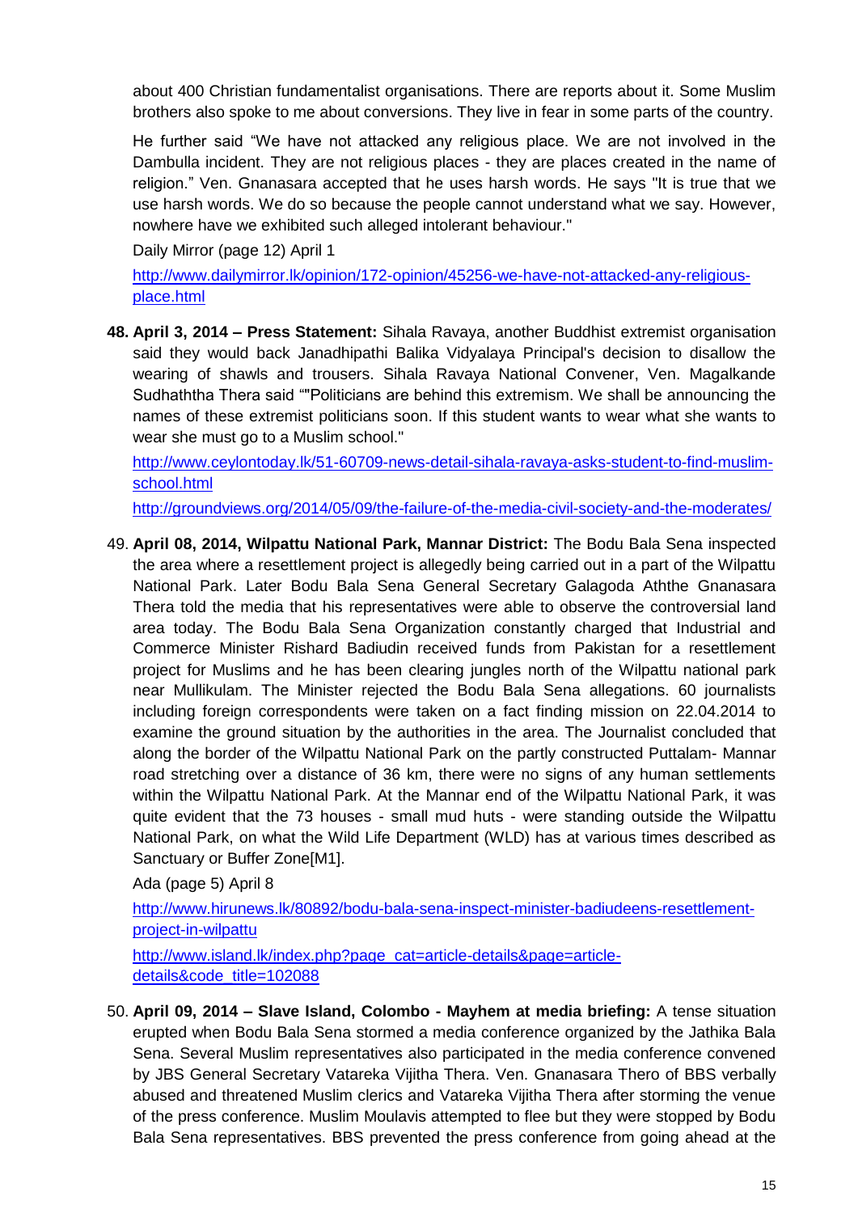about 400 Christian fundamentalist organisations. There are reports about it. Some Muslim brothers also spoke to me about conversions. They live in fear in some parts of the country.

He further said "We have not attacked any religious place. We are not involved in the Dambulla incident. They are not religious places - they are places created in the name of religion." Ven. Gnanasara accepted that he uses harsh words. He says "It is true that we use harsh words. We do so because the people cannot understand what we say. However, nowhere have we exhibited such alleged intolerant behaviour."

Daily Mirror (page 12) April 1

http://www.dailymirror.lk/opinion/172-opinion/45256-we-have-not-attacked-any-religious-place.html

48. **April 3, 2014 – Press Statement:** Sihala Ravaya, another Buddhist extremist organisation said they would back Janadhipathi Balika Vidyalaya Principal's decision to disallow the wearing of shawls and trousers. Sihala Ravaya National Convener, Ven. Magalkande Sudhaththa Thera said ""Politicians are behind this extremism. We shall be announcing the names of these extremist politicians soon. If this student wants to wear what she wants to wear she must go to a Muslim school."

    http://www.ceylontoday.lk/51-60709-news-detail-sihala-ravaya-asks-student-to-find-muslim-school.html

    http://groundviews.org/2014/05/09/the-failure-of-the-media-civil-society-and-the-moderates/

49. **April 08, 2014, Wilpattu National Park, Mannar District:** The Bodu Bala Sena inspected the area where a resettlement project is allegedly being carried out in a part of the Wilpattu National Park. Later Bodu Bala Sena General Secretary Galagoda Aththe Gnanasara Thera told the media that his representatives were able to observe the controversial land area today. The Bodu Bala Sena Organization constantly charged that Industrial and Commerce Minister Rishard Badiudin received funds from Pakistan for a resettlement project for Muslims and he has been clearing jungles north of the Wilpattu national park near Mullikulam. The Minister rejected the Bodu Bala Sena allegations. 60 journalists including foreign correspondents were taken on a fact finding mission on 22.04.2014 to examine the ground situation by the authorities in the area. The Journalist concluded that along the border of the Wilpattu National Park on the partly constructed Puttalam- Mannar road stretching over a distance of 36 km, there were no signs of any human settlements within the Wilpattu National Park. At the Mannar end of the Wilpattu National Park, it was quite evident that the 73 houses - small mud huts - were standing outside the Wilpattu National Park, on what the Wild Life Department (WLD) has at various times described as Sanctuary or Buffer Zone[M1].

    Ada (page 5) April 8

    http://www.hirunews.lk/80892/bodu-bala-sena-inspect-minister-badiudeens-resettlement-project-in-wilpattu

    http://www.island.lk/index.php?page_cat=article-details&page=article-details&code_title=102088

50. **April 09, 2014 – Slave Island, Colombo - Mayhem at media briefing:** A tense situation erupted when Bodu Bala Sena stormed a media conference organized by the Jathika Bala Sena. Several Muslim representatives also participated in the media conference convened by JBS General Secretary Vatareka Vijitha Thera. Ven. Gnanasara Thero of BBS verbally abused and threatened Muslim clerics and Vatareka Vijitha Thera after storming the venue of the press conference. Muslim Moulavis attempted to flee but they were stopped by Bodu Bala Sena representatives. BBS prevented the press conference from going ahead at the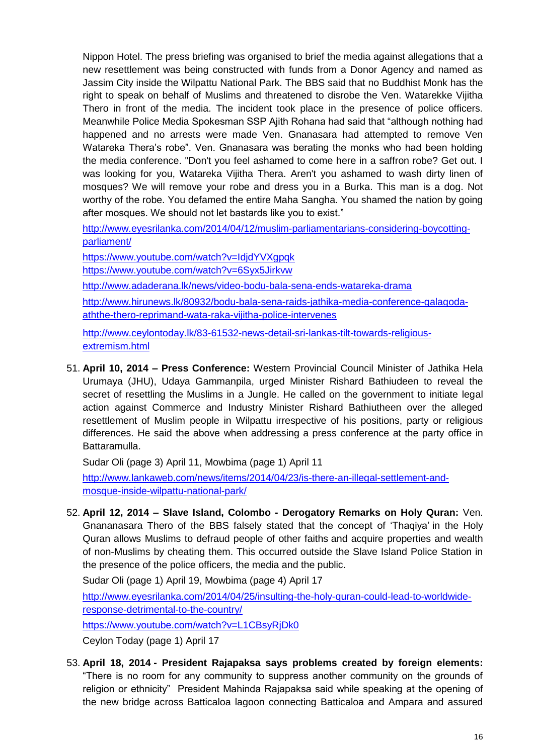Nippon Hotel. The press briefing was organised to brief the media against allegations that a new resettlement was being constructed with funds from a Donor Agency and named as Jassim City inside the Wilpattu National Park. The BBS said that no Buddhist Monk has the right to speak on behalf of Muslims and threatened to disrobe the Ven. Watarekke Vijitha Thero in front of the media. The incident took place in the presence of police officers. Meanwhile Police Media Spokesman SSP Ajith Rohana had said that "although nothing had happened and no arrests were made Ven. Gnanasara had attempted to remove Ven Watareka Thera's robe". Ven. Gnanasara was berating the monks who had been holding the media conference. "Don't you feel ashamed to come here in a saffron robe? Get out. I was looking for you, Watareka Vijitha Thera. Aren't you ashamed to wash dirty linen of mosques? We will remove your robe and dress you in a Burka. This man is a dog. Not worthy of the robe. You defamed the entire Maha Sangha. You shamed the nation by going after mosques. We should not let bastards like you to exist."

http://www.eyesrilanka.com/2014/04/12/muslim-parliamentarians-considering-boycotting-parliament/

https://www.youtube.com/watch?v=IdjdYVXgpqk

https://www.youtube.com/watch?v=6Syx5Jirkvw

http://www.adaderana.lk/news/video-bodu-bala-sena-ends-watareka-drama

http://www.hirunews.lk/80932/bodu-bala-sena-raids-jathika-media-conference-galagoda-aththe-thero-reprimand-wata-raka-vijitha-police-intervenes

http://www.ceylontoday.lk/83-61532-news-detail-sri-lankas-tilt-towards-religious-extremism.html

51. **April 10, 2014 – Press Conference:** Western Provincial Council Minister of Jathika Hela Urumaya (JHU), Udaya Gammanpila, urged Minister Rishard Bathiudeen to reveal the secret of resettling the Muslims in a Jungle. He called on the government to initiate legal action against Commerce and Industry Minister Rishard Bathiutheen over the alleged resettlement of Muslim people in Wilpattu irrespective of his positions, party or religious differences. He said the above when addressing a press conference at the party office in Battaramulla.

    Sudar Oli (page 3) April 11, Mowbima (page 1) April 11

    http://www.lankaweb.com/news/items/2014/04/23/is-there-an-illegal-settlement-and-mosque-inside-wilpattu-national-park/

52. **April 12, 2014 – Slave Island, Colombo - Derogatory Remarks on Holy Quran:** Ven. Gnananasara Thero of the BBS falsely stated that the concept of 'Thaqiya' in the Holy Quran allows Muslims to defraud people of other faiths and acquire properties and wealth of non-Muslims by cheating them. This occurred outside the Slave Island Police Station in the presence of the police officers, the media and the public.

    Sudar Oli (page 1) April 19, Mowbima (page 4) April 17

    http://www.eyesrilanka.com/2014/04/25/insulting-the-holy-quran-could-lead-to-worldwide-response-detrimental-to-the-country/

    https://www.youtube.com/watch?v=L1CBsyRjDk0

    Ceylon Today (page 1) April 17

53. **April 18, 2014 - President Rajapaksa says problems created by foreign elements:** "There is no room for any community to suppress another community on the grounds of religion or ethnicity" President Mahinda Rajapaksa said while speaking at the opening of the new bridge across Batticaloa lagoon connecting Batticaloa and Ampara and assured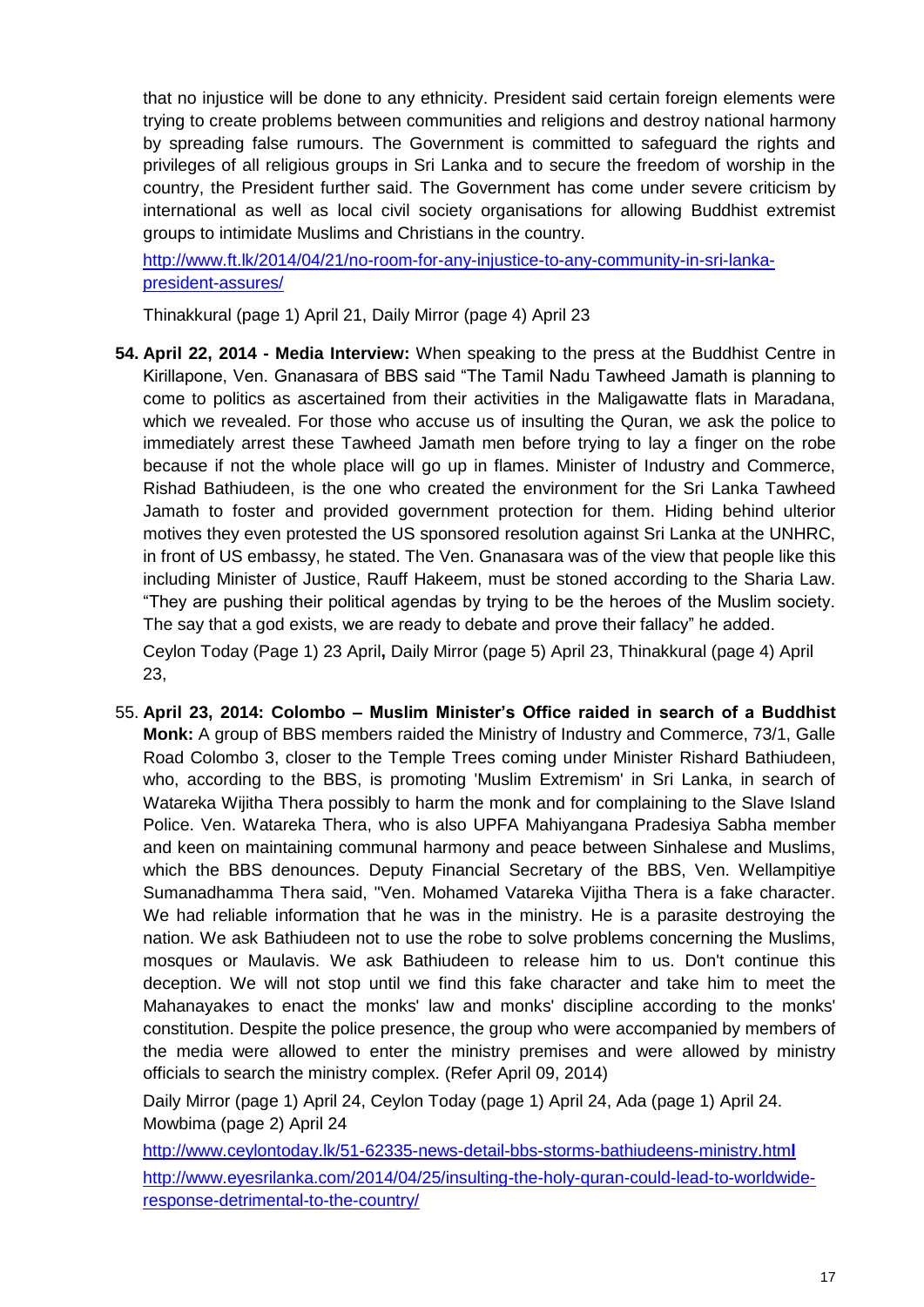that no injustice will be done to any ethnicity. President said certain foreign elements were trying to create problems between communities and religions and destroy national harmony by spreading false rumours. The Government is committed to safeguard the rights and privileges of all religious groups in Sri Lanka and to secure the freedom of worship in the country, the President further said. The Government has come under severe criticism by international as well as local civil society organisations for allowing Buddhist extremist groups to intimidate Muslims and Christians in the country.

http://www.ft.lk/2014/04/21/no-room-for-any-injustice-to-any-community-in-sri-lanka-president-assures/

Thinakkural (page 1) April 21, Daily Mirror (page 4) April 23

54. **April 22, 2014 - Media Interview:** When speaking to the press at the Buddhist Centre in Kirillapone, Ven. Gnanasara of BBS said "The Tamil Nadu Tawheed Jamath is planning to come to politics as ascertained from their activities in the Maligawatte flats in Maradana, which we revealed. For those who accuse us of insulting the Quran, we ask the police to immediately arrest these Tawheed Jamath men before trying to lay a finger on the robe because if not the whole place will go up in flames. Minister of Industry and Commerce, Rishad Bathiudeen, is the one who created the environment for the Sri Lanka Tawheed Jamath to foster and provided government protection for them. Hiding behind ulterior motives they even protested the US sponsored resolution against Sri Lanka at the UNHRC, in front of US embassy, he stated. The Ven. Gnanasara was of the view that people like this including Minister of Justice, Rauff Hakeem, must be stoned according to the Sharia Law. "They are pushing their political agendas by trying to be the heroes of the Muslim society. The say that a god exists, we are ready to debate and prove their fallacy" he added.

   Ceylon Today (Page 1) 23 April**,** Daily Mirror (page 5) April 23, Thinakkural (page 4) April 23,

55. **April 23, 2014: Colombo – Muslim Minister's Office raided in search of a Buddhist Monk:** A group of BBS members raided the Ministry of Industry and Commerce, 73/1, Galle Road Colombo 3, closer to the Temple Trees coming under Minister Rishard Bathiudeen, who, according to the BBS, is promoting 'Muslim Extremism' in Sri Lanka, in search of Watareka Wijitha Thera possibly to harm the monk and for complaining to the Slave Island Police. Ven. Watareka Thera, who is also UPFA Mahiyangana Pradesiya Sabha member and keen on maintaining communal harmony and peace between Sinhalese and Muslims, which the BBS denounces. Deputy Financial Secretary of the BBS, Ven. Wellampitiye Sumanadhamma Thera said, "Ven. Mohamed Vatareka Vijitha Thera is a fake character. We had reliable information that he was in the ministry. He is a parasite destroying the nation. We ask Bathiudeen not to use the robe to solve problems concerning the Muslims, mosques or Maulavis. We ask Bathiudeen to release him to us. Don't continue this deception. We will not stop until we find this fake character and take him to meet the Mahanayakes to enact the monks' law and monks' discipline according to the monks' constitution. Despite the police presence, the group who were accompanied by members of the media were allowed to enter the ministry premises and were allowed by ministry officials to search the ministry complex. (Refer April 09, 2014)

   Daily Mirror (page 1) April 24, Ceylon Today (page 1) April 24, Ada (page 1) April 24. Mowbima (page 2) April 24

   http://www.ceylontoday.lk/51-62335-news-detail-bbs-storms-bathiudeens-ministry.html

   http://www.eyesrilanka.com/2014/04/25/insulting-the-holy-quran-could-lead-to-worldwide-response-detrimental-to-the-country/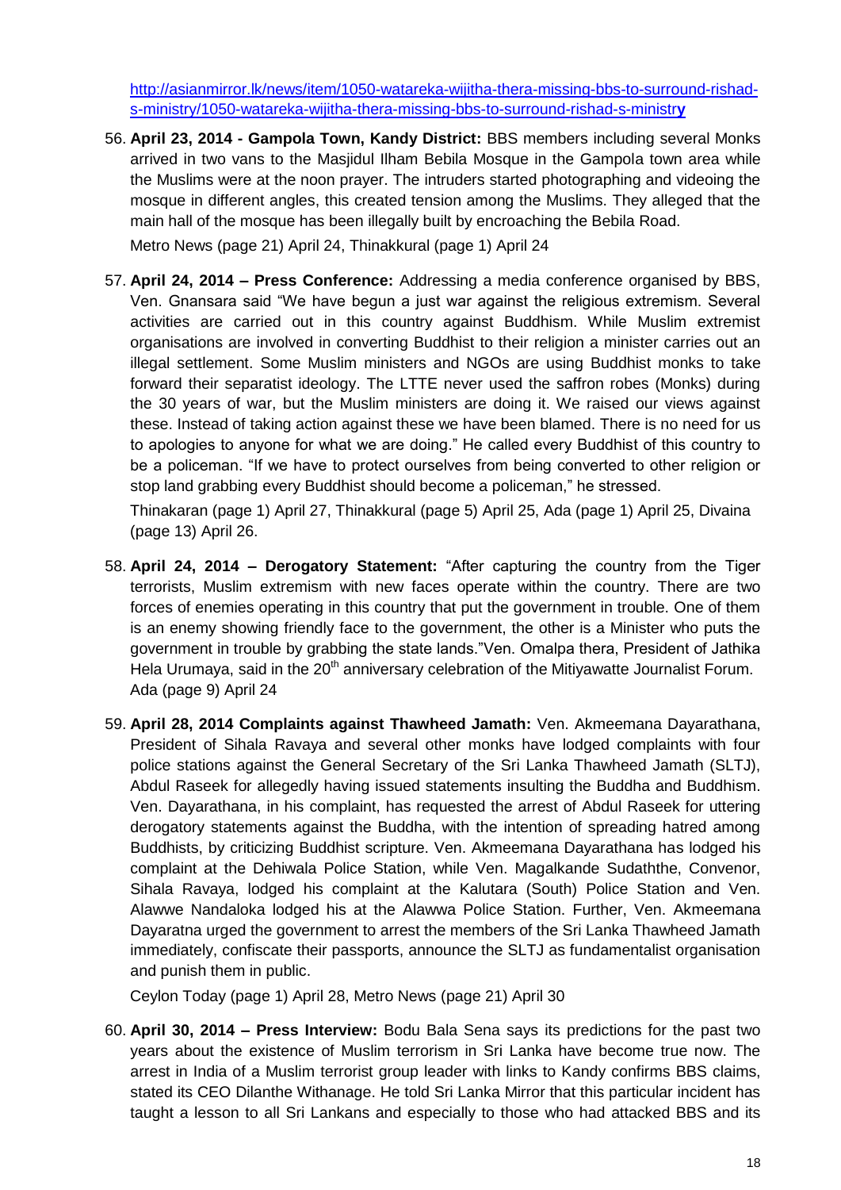http://asianmirror.lk/news/item/1050-watareka-wijitha-thera-missing-bbs-to-surround-rishad-s-ministry/1050-watareka-wijitha-thera-missing-bbs-to-surround-rishad-s-ministry

56. **April 23, 2014 - Gampola Town, Kandy District:** BBS members including several Monks arrived in two vans to the Masjidul Ilham Bebila Mosque in the Gampola town area while the Muslims were at the noon prayer. The intruders started photographing and videoing the mosque in different angles, this created tension among the Muslims. They alleged that the main hall of the mosque has been illegally built by encroaching the Bebila Road.

    Metro News (page 21) April 24, Thinakkural (page 1) April 24

57. **April 24, 2014 – Press Conference:** Addressing a media conference organised by BBS, Ven. Gnansara said "We have begun a just war against the religious extremism. Several activities are carried out in this country against Buddhism. While Muslim extremist organisations are involved in converting Buddhist to their religion a minister carries out an illegal settlement. Some Muslim ministers and NGOs are using Buddhist monks to take forward their separatist ideology. The LTTE never used the saffron robes (Monks) during the 30 years of war, but the Muslim ministers are doing it. We raised our views against these. Instead of taking action against these we have been blamed. There is no need for us to apologies to anyone for what we are doing." He called every Buddhist of this country to be a policeman. "If we have to protect ourselves from being converted to other religion or stop land grabbing every Buddhist should become a policeman," he stressed.

    Thinakaran (page 1) April 27, Thinakkural (page 5) April 25, Ada (page 1) April 25, Divaina (page 13) April 26.

58. **April 24, 2014 – Derogatory Statement:** "After capturing the country from the Tiger terrorists, Muslim extremism with new faces operate within the country. There are two forces of enemies operating in this country that put the government in trouble. One of them is an enemy showing friendly face to the government, the other is a Minister who puts the government in trouble by grabbing the state lands."Ven. Omalpa thera, President of Jathika Hela Urumaya, said in the 20th anniversary celebration of the Mitiyawatte Journalist Forum. Ada (page 9) April 24

59. **April 28, 2014 Complaints against Thawheed Jamath:** Ven. Akmeemana Dayarathana, President of Sihala Ravaya and several other monks have lodged complaints with four police stations against the General Secretary of the Sri Lanka Thawheed Jamath (SLTJ), Abdul Raseek for allegedly having issued statements insulting the Buddha and Buddhism. Ven. Dayarathana, in his complaint, has requested the arrest of Abdul Raseek for uttering derogatory statements against the Buddha, with the intention of spreading hatred among Buddhists, by criticizing Buddhist scripture. Ven. Akmeemana Dayarathana has lodged his complaint at the Dehiwala Police Station, while Ven. Magalkande Sudaththe, Convenor, Sihala Ravaya, lodged his complaint at the Kalutara (South) Police Station and Ven. Alawwe Nandaloka lodged his at the Alawwa Police Station. Further, Ven. Akmeemana Dayaratna urged the government to arrest the members of the Sri Lanka Thawheed Jamath immediately, confiscate their passports, announce the SLTJ as fundamentalist organisation and punish them in public.

    Ceylon Today (page 1) April 28, Metro News (page 21) April 30

60. **April 30, 2014 – Press Interview:** Bodu Bala Sena says its predictions for the past two years about the existence of Muslim terrorism in Sri Lanka have become true now. The arrest in India of a Muslim terrorist group leader with links to Kandy confirms BBS claims, stated its CEO Dilanthe Withanage. He told Sri Lanka Mirror that this particular incident has taught a lesson to all Sri Lankans and especially to those who had attacked BBS and its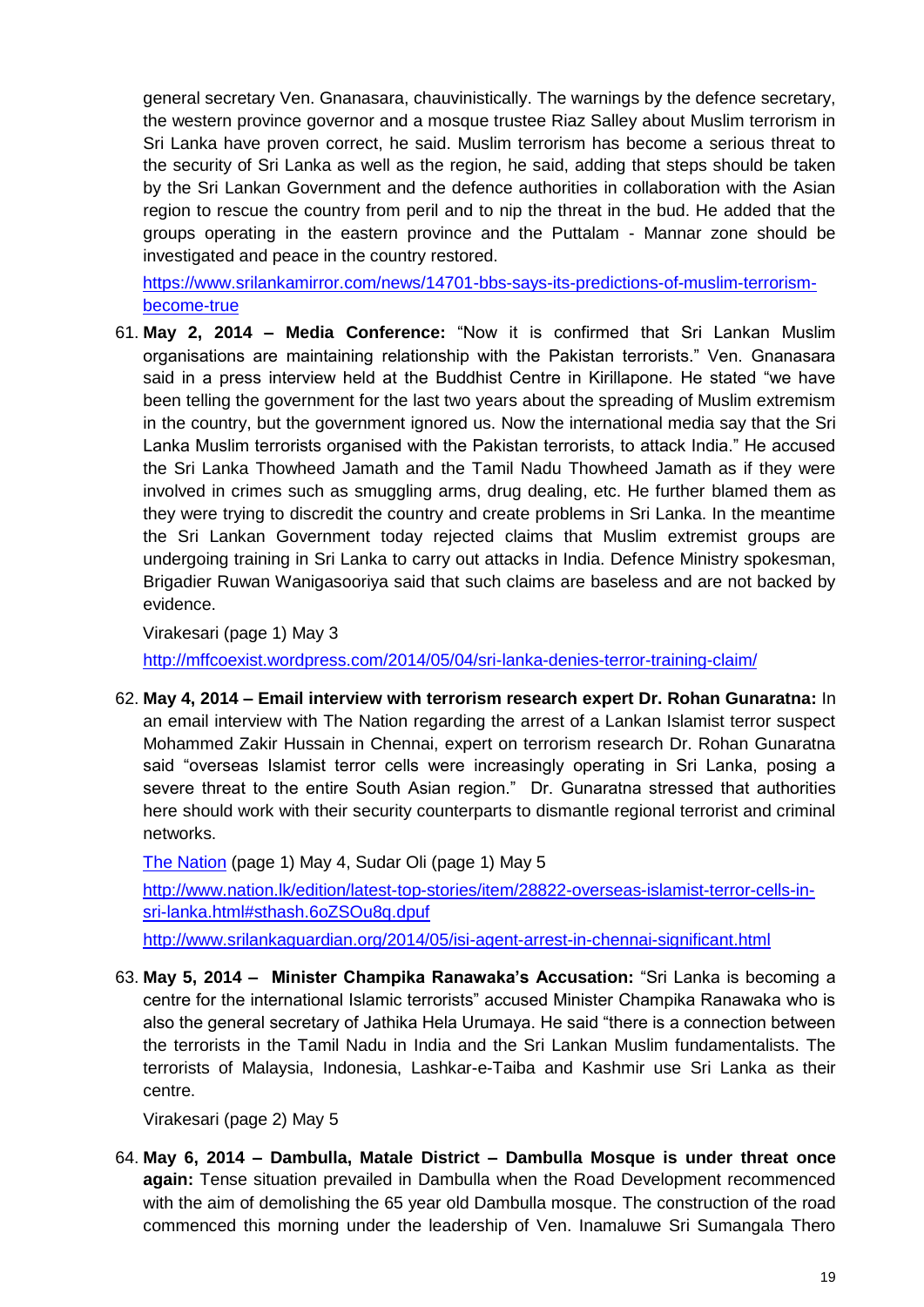general secretary Ven. Gnanasara, chauvinistically. The warnings by the defence secretary, the western province governor and a mosque trustee Riaz Salley about Muslim terrorism in Sri Lanka have proven correct, he said. Muslim terrorism has become a serious threat to the security of Sri Lanka as well as the region, he said, adding that steps should be taken by the Sri Lankan Government and the defence authorities in collaboration with the Asian region to rescue the country from peril and to nip the threat in the bud. He added that the groups operating in the eastern province and the Puttalam - Mannar zone should be investigated and peace in the country restored.

https://www.srilankamirror.com/news/14701-bbs-says-its-predictions-of-muslim-terrorism-become-true

61. **May 2, 2014 – Media Conference:** "Now it is confirmed that Sri Lankan Muslim organisations are maintaining relationship with the Pakistan terrorists." Ven. Gnanasara said in a press interview held at the Buddhist Centre in Kirillapone. He stated "we have been telling the government for the last two years about the spreading of Muslim extremism in the country, but the government ignored us. Now the international media say that the Sri Lanka Muslim terrorists organised with the Pakistan terrorists, to attack India." He accused the Sri Lanka Thowheed Jamath and the Tamil Nadu Thowheed Jamath as if they were involved in crimes such as smuggling arms, drug dealing, etc. He further blamed them as they were trying to discredit the country and create problems in Sri Lanka. In the meantime the Sri Lankan Government today rejected claims that Muslim extremist groups are undergoing training in Sri Lanka to carry out attacks in India. Defence Ministry spokesman, Brigadier Ruwan Wanigasooriya said that such claims are baseless and are not backed by evidence.

   Virakesari (page 1) May 3

   http://mffcoexist.wordpress.com/2014/05/04/sri-lanka-denies-terror-training-claim/

62. **May 4, 2014 – Email interview with terrorism research expert Dr. Rohan Gunaratna:** In an email interview with The Nation regarding the arrest of a Lankan Islamist terror suspect Mohammed Zakir Hussain in Chennai, expert on terrorism research Dr. Rohan Gunaratna said "overseas Islamist terror cells were increasingly operating in Sri Lanka, posing a severe threat to the entire South Asian region." Dr. Gunaratna stressed that authorities here should work with their security counterparts to dismantle regional terrorist and criminal networks.

   The Nation (page 1) May 4, Sudar Oli (page 1) May 5

   http://www.nation.lk/edition/latest-top-stories/item/28822-overseas-islamist-terror-cells-in-sri-lanka.html#sthash.6oZSOu8q.dpuf

   http://www.srilankaguardian.org/2014/05/isi-agent-arrest-in-chennai-significant.html

63. **May 5, 2014 – Minister Champika Ranawaka's Accusation:** "Sri Lanka is becoming a centre for the international Islamic terrorists" accused Minister Champika Ranawaka who is also the general secretary of Jathika Hela Urumaya. He said "there is a connection between the terrorists in the Tamil Nadu in India and the Sri Lankan Muslim fundamentalists. The terrorists of Malaysia, Indonesia, Lashkar-e-Taiba and Kashmir use Sri Lanka as their centre.

   Virakesari (page 2) May 5

64. **May 6, 2014 – Dambulla, Matale District – Dambulla Mosque is under threat once again:** Tense situation prevailed in Dambulla when the Road Development recommenced with the aim of demolishing the 65 year old Dambulla mosque. The construction of the road commenced this morning under the leadership of Ven. Inamaluwe Sri Sumangala Thero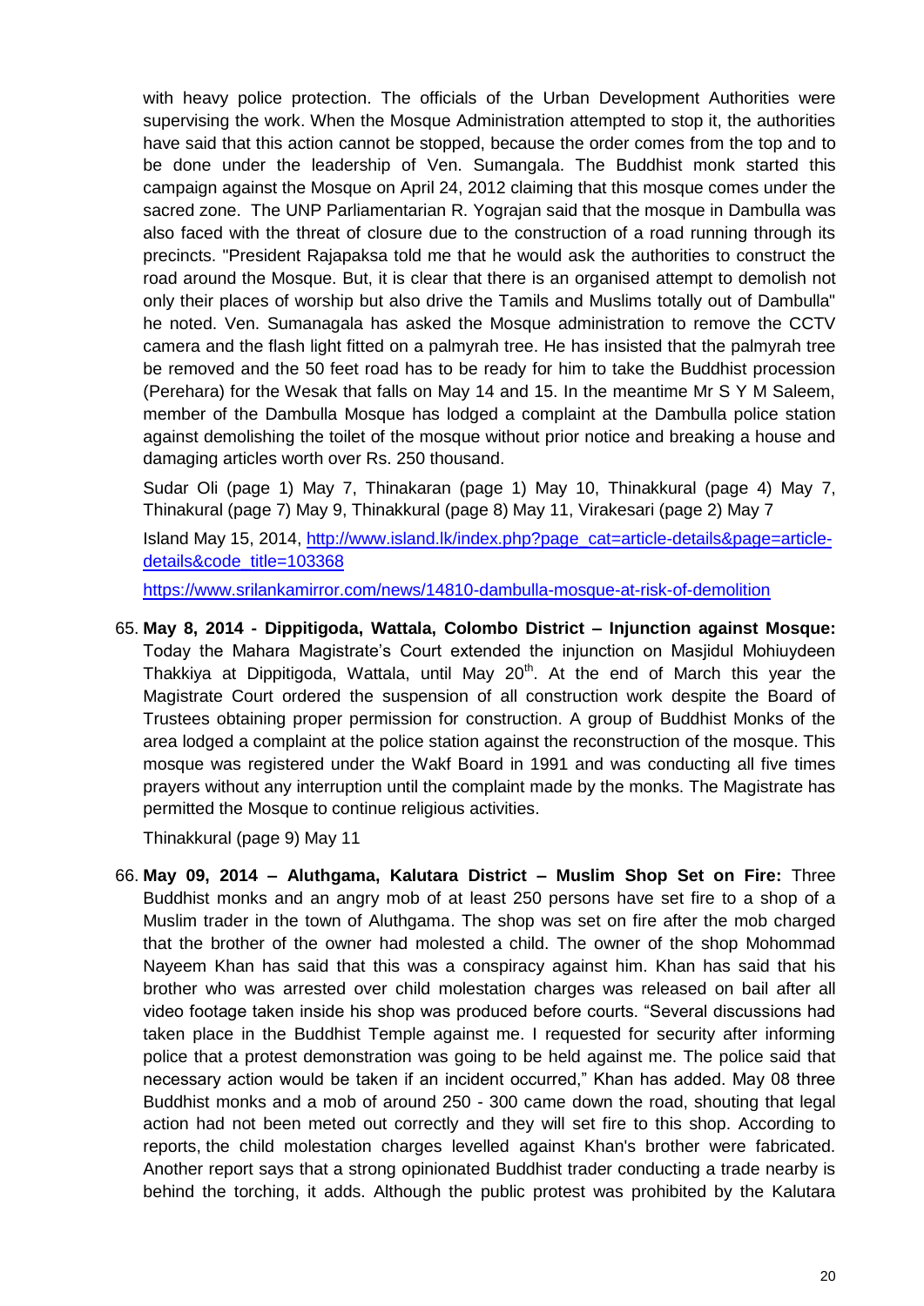with heavy police protection. The officials of the Urban Development Authorities were supervising the work. When the Mosque Administration attempted to stop it, the authorities have said that this action cannot be stopped, because the order comes from the top and to be done under the leadership of Ven. Sumangala. The Buddhist monk started this campaign against the Mosque on April 24, 2012 claiming that this mosque comes under the sacred zone. The UNP Parliamentarian R. Yograjan said that the mosque in Dambulla was also faced with the threat of closure due to the construction of a road running through its precincts. "President Rajapaksa told me that he would ask the authorities to construct the road around the Mosque. But, it is clear that there is an organised attempt to demolish not only their places of worship but also drive the Tamils and Muslims totally out of Dambulla" he noted. Ven. Sumanagala has asked the Mosque administration to remove the CCTV camera and the flash light fitted on a palmyrah tree. He has insisted that the palmyrah tree be removed and the 50 feet road has to be ready for him to take the Buddhist procession (Perehara) for the Wesak that falls on May 14 and 15. In the meantime Mr S Y M Saleem, member of the Dambulla Mosque has lodged a complaint at the Dambulla police station against demolishing the toilet of the mosque without prior notice and breaking a house and damaging articles worth over Rs. 250 thousand.

Sudar Oli (page 1) May 7, Thinakaran (page 1) May 10, Thinakkural (page 4) May 7, Thinakural (page 7) May 9, Thinakkural (page 8) May 11, Virakesari (page 2) May 7

Island May 15, 2014, [http://www.island.lk/index.php?page_cat=article-details&page=article-details&code_title=103368](http://www.island.lk/index.php?page_cat=article-details&page=article-details&code_title=103368)

[https://www.srilankamirror.com/news/14810-dambulla-mosque-at-risk-of-demolition](https://www.srilankamirror.com/news/14810-dambulla-mosque-at-risk-of-demolition)

65. **May 8, 2014 - Dippitigoda, Wattala, Colombo District – Injunction against Mosque:** Today the Mahara Magistrate's Court extended the injunction on Masjidul Mohiuydeen Thakkiya at Dippitigoda, Wattala, until May 20th. At the end of March this year the Magistrate Court ordered the suspension of all construction work despite the Board of Trustees obtaining proper permission for construction. A group of Buddhist Monks of the area lodged a complaint at the police station against the reconstruction of the mosque. This mosque was registered under the Wakf Board in 1991 and was conducting all five times prayers without any interruption until the complaint made by the monks. The Magistrate has permitted the Mosque to continue religious activities.

   Thinakkural (page 9) May 11

66. **May 09, 2014 – Aluthgama, Kalutara District – Muslim Shop Set on Fire:** Three Buddhist monks and an angry mob of at least 250 persons have set fire to a shop of a Muslim trader in the town of Aluthgama. The shop was set on fire after the mob charged that the brother of the owner had molested a child. The owner of the shop Mohommad Nayeem Khan has said that this was a conspiracy against him. Khan has said that his brother who was arrested over child molestation charges was released on bail after all video footage taken inside his shop was produced before courts. "Several discussions had taken place in the Buddhist Temple against me. I requested for security after informing police that a protest demonstration was going to be held against me. The police said that necessary action would be taken if an incident occurred," Khan has added. May 08 three Buddhist monks and a mob of around 250 - 300 came down the road, shouting that legal action had not been meted out correctly and they will set fire to this shop. According to reports, the child molestation charges levelled against Khan's brother were fabricated. Another report says that a strong opinionated Buddhist trader conducting a trade nearby is behind the torching, it adds. Although the public protest was prohibited by the Kalutara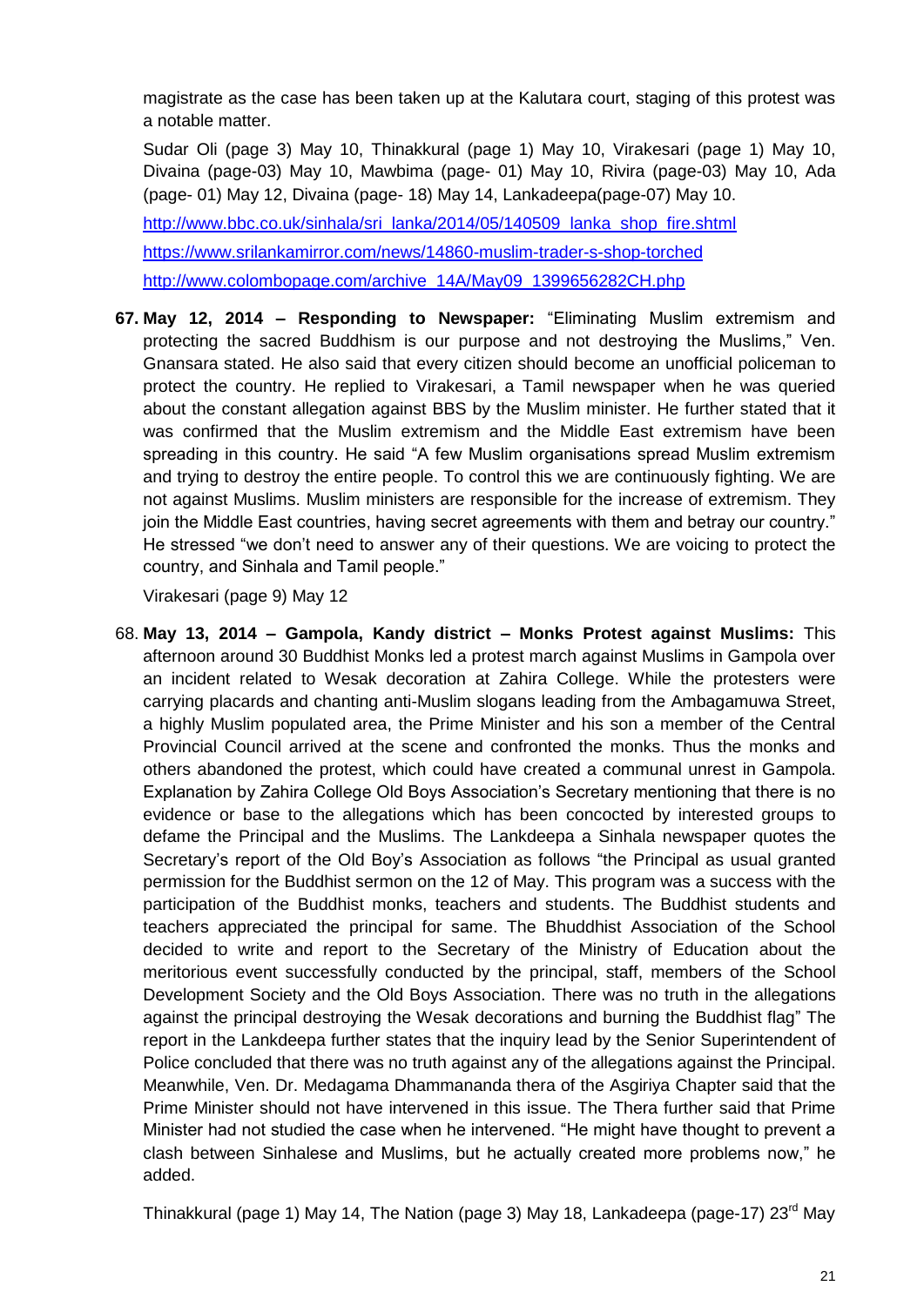magistrate as the case has been taken up at the Kalutara court, staging of this protest was a notable matter.

Sudar Oli (page 3) May 10, Thinakkural (page 1) May 10, Virakesari (page 1) May 10, Divaina (page-03) May 10, Mawbima (page- 01) May 10, Rivira (page-03) May 10, Ada (page- 01) May 12, Divaina (page- 18) May 14, Lankadeepa(page-07) May 10.

http://www.bbc.co.uk/sinhala/sri_lanka/2014/05/140509_lanka_shop_fire.shtml

https://www.srilankamirror.com/news/14860-muslim-trader-s-shop-torched

http://www.colombopage.com/archive_14A/May09_1399656282CH.php

**67. May 12, 2014 – Responding to Newspaper:** "Eliminating Muslim extremism and protecting the sacred Buddhism is our purpose and not destroying the Muslims," Ven. Gnansara stated. He also said that every citizen should become an unofficial policeman to protect the country. He replied to Virakesari, a Tamil newspaper when he was queried about the constant allegation against BBS by the Muslim minister. He further stated that it was confirmed that the Muslim extremism and the Middle East extremism have been spreading in this country. He said "A few Muslim organisations spread Muslim extremism and trying to destroy the entire people. To control this we are continuously fighting. We are not against Muslims. Muslim ministers are responsible for the increase of extremism. They join the Middle East countries, having secret agreements with them and betray our country." He stressed "we don't need to answer any of their questions. We are voicing to protect the country, and Sinhala and Tamil people."

Virakesari (page 9) May 12

68. **May 13, 2014 – Gampola, Kandy district – Monks Protest against Muslims:** This afternoon around 30 Buddhist Monks led a protest march against Muslims in Gampola over an incident related to Wesak decoration at Zahira College. While the protesters were carrying placards and chanting anti-Muslim slogans leading from the Ambagamuwa Street, a highly Muslim populated area, the Prime Minister and his son a member of the Central Provincial Council arrived at the scene and confronted the monks. Thus the monks and others abandoned the protest, which could have created a communal unrest in Gampola. Explanation by Zahira College Old Boys Association's Secretary mentioning that there is no evidence or base to the allegations which has been concocted by interested groups to defame the Principal and the Muslims. The Lankdeepa a Sinhala newspaper quotes the Secretary's report of the Old Boy's Association as follows "the Principal as usual granted permission for the Buddhist sermon on the 12 of May. This program was a success with the participation of the Buddhist monks, teachers and students. The Buddhist students and teachers appreciated the principal for same. The Bhuddhist Association of the School decided to write and report to the Secretary of the Ministry of Education about the meritorious event successfully conducted by the principal, staff, members of the School Development Society and the Old Boys Association. There was no truth in the allegations against the principal destroying the Wesak decorations and burning the Buddhist flag" The report in the Lankdeepa further states that the inquiry lead by the Senior Superintendent of Police concluded that there was no truth against any of the allegations against the Principal. Meanwhile, Ven. Dr. Medagama Dhammananda thera of the Asgiriya Chapter said that the Prime Minister should not have intervened in this issue. The Thera further said that Prime Minister had not studied the case when he intervened. "He might have thought to prevent a clash between Sinhalese and Muslims, but he actually created more problems now," he added.

Thinakkural (page 1) May 14, The Nation (page 3) May 18, Lankadeepa (page-17) 23rd May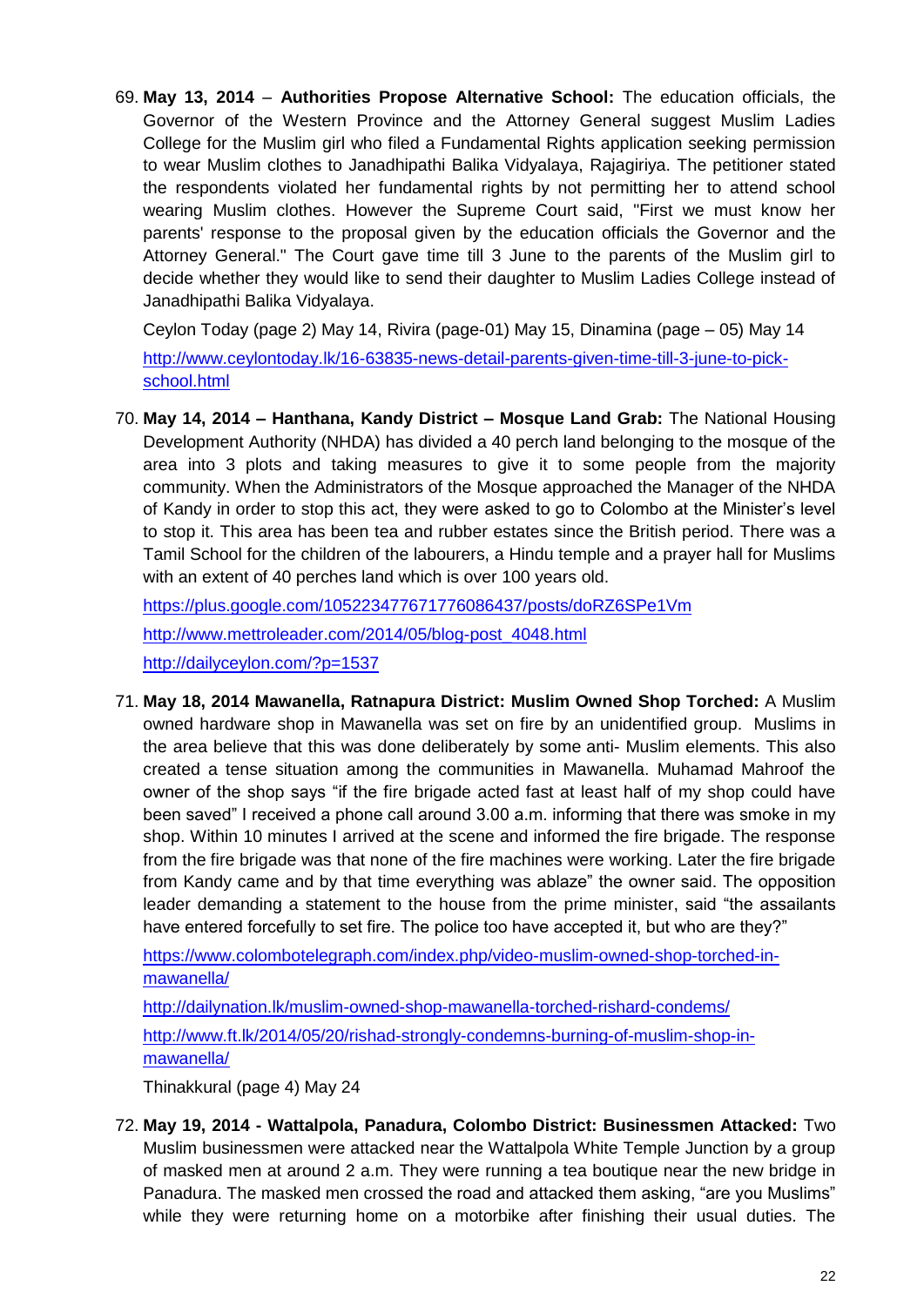69. **May 13, 2014** – **Authorities Propose Alternative School:** The education officials, the Governor of the Western Province and the Attorney General suggest Muslim Ladies College for the Muslim girl who filed a Fundamental Rights application seeking permission to wear Muslim clothes to Janadhipathi Balika Vidyalaya, Rajagiriya. The petitioner stated the respondents violated her fundamental rights by not permitting her to attend school wearing Muslim clothes. However the Supreme Court said, "First we must know her parents' response to the proposal given by the education officials the Governor and the Attorney General." The Court gave time till 3 June to the parents of the Muslim girl to decide whether they would like to send their daughter to Muslim Ladies College instead of Janadhipathi Balika Vidyalaya.

    Ceylon Today (page 2) May 14, Rivira (page-01) May 15, Dinamina (page – 05) May 14

    http://www.ceylontoday.lk/16-63835-news-detail-parents-given-time-till-3-june-to-pick-school.html

70. **May 14, 2014 – Hanthana, Kandy District – Mosque Land Grab:** The National Housing Development Authority (NHDA) has divided a 40 perch land belonging to the mosque of the area into 3 plots and taking measures to give it to some people from the majority community. When the Administrators of the Mosque approached the Manager of the NHDA of Kandy in order to stop this act, they were asked to go to Colombo at the Minister's level to stop it. This area has been tea and rubber estates since the British period. There was a Tamil School for the children of the labourers, a Hindu temple and a prayer hall for Muslims with an extent of 40 perches land which is over 100 years old.

    https://plus.google.com/105223477671776086437/posts/doRZ6SPe1Vm

    http://www.mettroleader.com/2014/05/blog-post_4048.html

    http://dailyceylon.com/?p=1537

71. **May 18, 2014 Mawanella, Ratnapura District: Muslim Owned Shop Torched:** A Muslim owned hardware shop in Mawanella was set on fire by an unidentified group. Muslims in the area believe that this was done deliberately by some anti- Muslim elements. This also created a tense situation among the communities in Mawanella. Muhamad Mahroof the owner of the shop says "if the fire brigade acted fast at least half of my shop could have been saved" I received a phone call around 3.00 a.m. informing that there was smoke in my shop. Within 10 minutes I arrived at the scene and informed the fire brigade. The response from the fire brigade was that none of the fire machines were working. Later the fire brigade from Kandy came and by that time everything was ablaze" the owner said. The opposition leader demanding a statement to the house from the prime minister, said "the assailants have entered forcefully to set fire. The police too have accepted it, but who are they?"

    https://www.colombotelegraph.com/index.php/video-muslim-owned-shop-torched-in-mawanella/

    http://dailynation.lk/muslim-owned-shop-mawanella-torched-rishard-condems/

    http://www.ft.lk/2014/05/20/rishad-strongly-condemns-burning-of-muslim-shop-in-mawanella/

    Thinakkural (page 4) May 24

72. **May 19, 2014 - Wattalpola, Panadura, Colombo District: Businessmen Attacked:** Two Muslim businessmen were attacked near the Wattalpola White Temple Junction by a group of masked men at around 2 a.m. They were running a tea boutique near the new bridge in Panadura. The masked men crossed the road and attacked them asking, "are you Muslims" while they were returning home on a motorbike after finishing their usual duties. The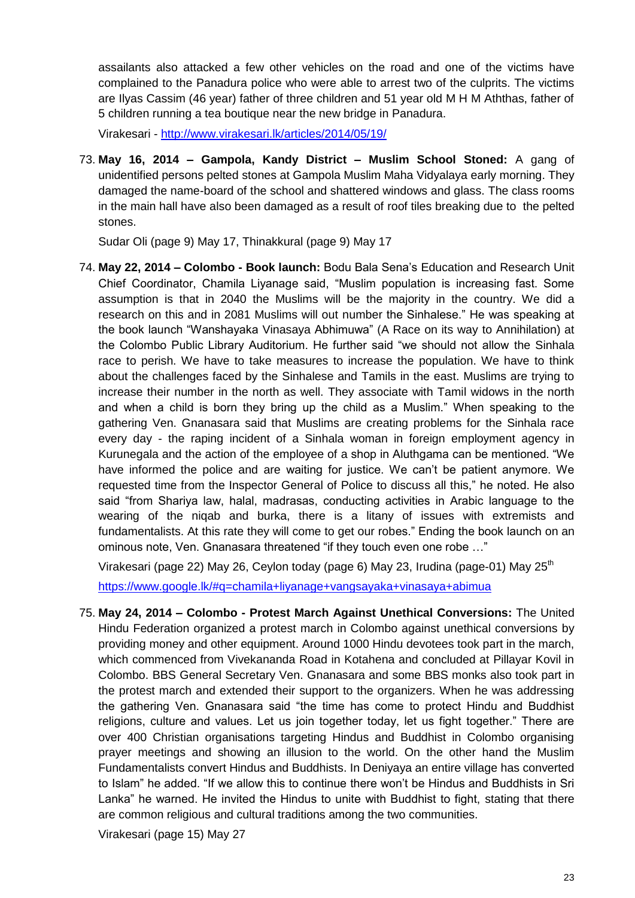assailants also attacked a few other vehicles on the road and one of the victims have complained to the Panadura police who were able to arrest two of the culprits. The victims are Ilyas Cassim (46 year) father of three children and 51 year old M H M Aththas, father of 5 children running a tea boutique near the new bridge in Panadura.

Virakesari - http://www.virakesari.lk/articles/2014/05/19/

73. **May 16, 2014 – Gampola, Kandy District – Muslim School Stoned:** A gang of unidentified persons pelted stones at Gampola Muslim Maha Vidyalaya early morning. They damaged the name-board of the school and shattered windows and glass. The class rooms in the main hall have also been damaged as a result of roof tiles breaking due to the pelted stones.

   Sudar Oli (page 9) May 17, Thinakkural (page 9) May 17

74. **May 22, 2014 – Colombo - Book launch:** Bodu Bala Sena's Education and Research Unit Chief Coordinator, Chamila Liyanage said, "Muslim population is increasing fast. Some assumption is that in 2040 the Muslims will be the majority in the country. We did a research on this and in 2081 Muslims will out number the Sinhalese." He was speaking at the book launch "Wanshayaka Vinasaya Abhimuwa" (A Race on its way to Annihilation) at the Colombo Public Library Auditorium. He further said "we should not allow the Sinhala race to perish. We have to take measures to increase the population. We have to think about the challenges faced by the Sinhalese and Tamils in the east. Muslims are trying to increase their number in the north as well. They associate with Tamil widows in the north and when a child is born they bring up the child as a Muslim." When speaking to the gathering Ven. Gnanasara said that Muslims are creating problems for the Sinhala race every day - the raping incident of a Sinhala woman in foreign employment agency in Kurunegala and the action of the employee of a shop in Aluthgama can be mentioned. "We have informed the police and are waiting for justice. We can't be patient anymore. We requested time from the Inspector General of Police to discuss all this," he noted. He also said "from Shariya law, halal, madrasas, conducting activities in Arabic language to the wearing of the niqab and burka, there is a litany of issues with extremists and fundamentalists. At this rate they will come to get our robes." Ending the book launch on an ominous note, Ven. Gnanasara threatened "if they touch even one robe …"

   Virakesari (page 22) May 26, Ceylon today (page 6) May 23, Irudina (page-01) May 25th

   https://www.google.lk/#q=chamila+liyanage+vangsayaka+vinasaya+abimua

75. **May 24, 2014 – Colombo - Protest March Against Unethical Conversions:** The United Hindu Federation organized a protest march in Colombo against unethical conversions by providing money and other equipment. Around 1000 Hindu devotees took part in the march, which commenced from Vivekananda Road in Kotahena and concluded at Pillayar Kovil in Colombo. BBS General Secretary Ven. Gnanasara and some BBS monks also took part in the protest march and extended their support to the organizers. When he was addressing the gathering Ven. Gnanasara said "the time has come to protect Hindu and Buddhist religions, culture and values. Let us join together today, let us fight together." There are over 400 Christian organisations targeting Hindus and Buddhist in Colombo organising prayer meetings and showing an illusion to the world. On the other hand the Muslim Fundamentalists convert Hindus and Buddhists. In Deniyaya an entire village has converted to Islam" he added. "If we allow this to continue there won't be Hindus and Buddhists in Sri Lanka" he warned. He invited the Hindus to unite with Buddhist to fight, stating that there are common religious and cultural traditions among the two communities.

   Virakesari (page 15) May 27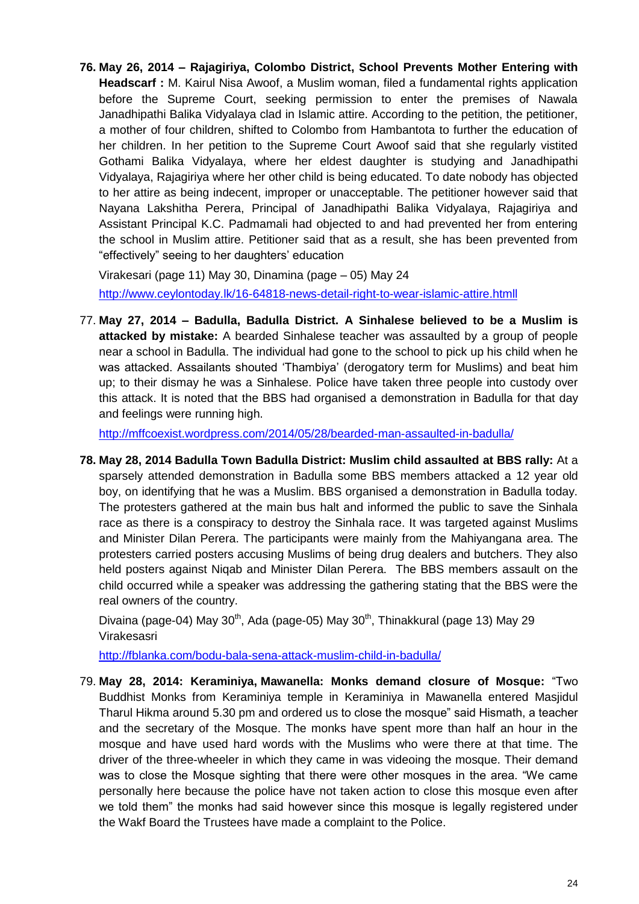**76. May 26, 2014 – Rajagiriya, Colombo District, School Prevents Mother Entering with Headscarf :** M. Kairul Nisa Awoof, a Muslim woman, filed a fundamental rights application before the Supreme Court, seeking permission to enter the premises of Nawala Janadhipathi Balika Vidyalaya clad in Islamic attire. According to the petition, the petitioner, a mother of four children, shifted to Colombo from Hambantota to further the education of her children. In her petition to the Supreme Court Awoof said that she regularly vistited Gothami Balika Vidyalaya, where her eldest daughter is studying and Janadhipathi Vidyalaya, Rajagiriya where her other child is being educated. To date nobody has objected to her attire as being indecent, improper or unacceptable. The petitioner however said that Nayana Lakshitha Perera, Principal of Janadhipathi Balika Vidyalaya, Rajagiriya and Assistant Principal K.C. Padmamali had objected to and had prevented her from entering the school in Muslim attire. Petitioner said that as a result, she has been prevented from "effectively" seeing to her daughters' education

Virakesari (page 11) May 30, Dinamina (page – 05) May 24

http://www.ceylontoday.lk/16-64818-news-detail-right-to-wear-islamic-attire.htmll

77. **May 27, 2014 – Badulla, Badulla District. A Sinhalese believed to be a Muslim is attacked by mistake:** A bearded Sinhalese teacher was assaulted by a group of people near a school in Badulla. The individual had gone to the school to pick up his child when he was attacked. Assailants shouted 'Thambiya' (derogatory term for Muslims) and beat him up; to their dismay he was a Sinhalese. Police have taken three people into custody over this attack. It is noted that the BBS had organised a demonstration in Badulla for that day and feelings were running high.

http://mffcoexist.wordpress.com/2014/05/28/bearded-man-assaulted-in-badulla/

**78. May 28, 2014 Badulla Town Badulla District: Muslim child assaulted at BBS rally:** At a sparsely attended demonstration in Badulla some BBS members attacked a 12 year old boy, on identifying that he was a Muslim. BBS organised a demonstration in Badulla today. The protesters gathered at the main bus halt and informed the public to save the Sinhala race as there is a conspiracy to destroy the Sinhala race. It was targeted against Muslims and Minister Dilan Perera. The participants were mainly from the Mahiyangana area. The protesters carried posters accusing Muslims of being drug dealers and butchers. They also held posters against Niqab and Minister Dilan Perera. The BBS members assault on the child occurred while a speaker was addressing the gathering stating that the BBS were the real owners of the country.

Divaina (page-04) May 30th, Ada (page-05) May 30th, Thinakkural (page 13) May 29 Virakesasri

http://fblanka.com/bodu-bala-sena-attack-muslim-child-in-badulla/

79. **May 28, 2014: Keraminiya, Mawanella: Monks demand closure of Mosque:** "Two Buddhist Monks from Keraminiya temple in Keraminiya in Mawanella entered Masjidul Tharul Hikma around 5.30 pm and ordered us to close the mosque" said Hismath, a teacher and the secretary of the Mosque. The monks have spent more than half an hour in the mosque and have used hard words with the Muslims who were there at that time. The driver of the three-wheeler in which they came in was videoing the mosque. Their demand was to close the Mosque sighting that there were other mosques in the area. "We came personally here because the police have not taken action to close this mosque even after we told them" the monks had said however since this mosque is legally registered under the Wakf Board the Trustees have made a complaint to the Police.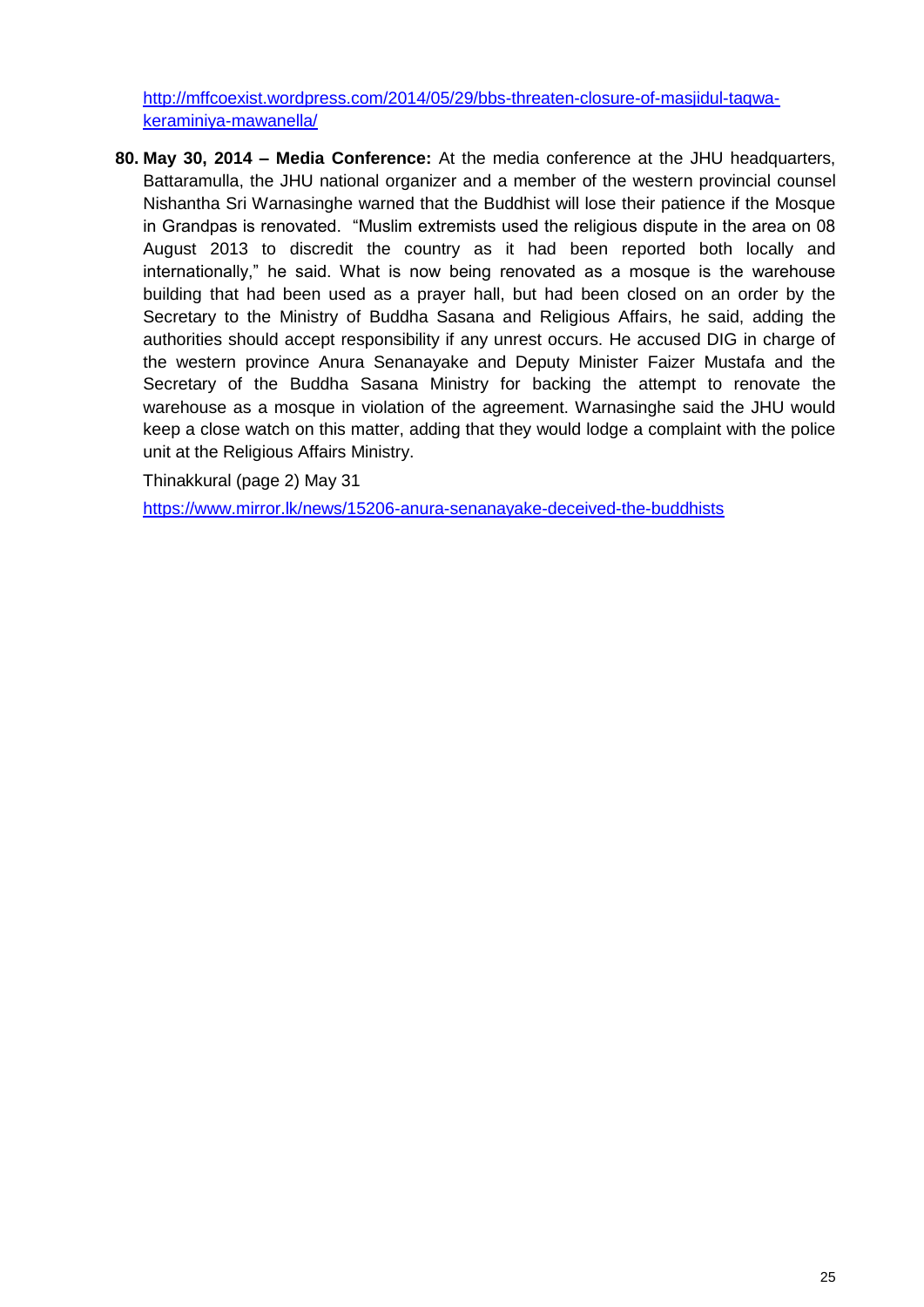http://mffcoexist.wordpress.com/2014/05/29/bbs-threaten-closure-of-masjidul-taqwa-keraminiya-mawanella/

80. **May 30, 2014 – Media Conference:** At the media conference at the JHU headquarters, Battaramulla, the JHU national organizer and a member of the western provincial counsel Nishantha Sri Warnasinghe warned that the Buddhist will lose their patience if the Mosque in Grandpas is renovated. "Muslim extremists used the religious dispute in the area on 08 August 2013 to discredit the country as it had been reported both locally and internationally," he said. What is now being renovated as a mosque is the warehouse building that had been used as a prayer hall, but had been closed on an order by the Secretary to the Ministry of Buddha Sasana and Religious Affairs, he said, adding the authorities should accept responsibility if any unrest occurs. He accused DIG in charge of the western province Anura Senanayake and Deputy Minister Faizer Mustafa and the Secretary of the Buddha Sasana Ministry for backing the attempt to renovate the warehouse as a mosque in violation of the agreement. Warnasinghe said the JHU would keep a close watch on this matter, adding that they would lodge a complaint with the police unit at the Religious Affairs Ministry.

    Thinakkural (page 2) May 31

    https://www.mirror.lk/news/15206-anura-senanayake-deceived-the-buddhists